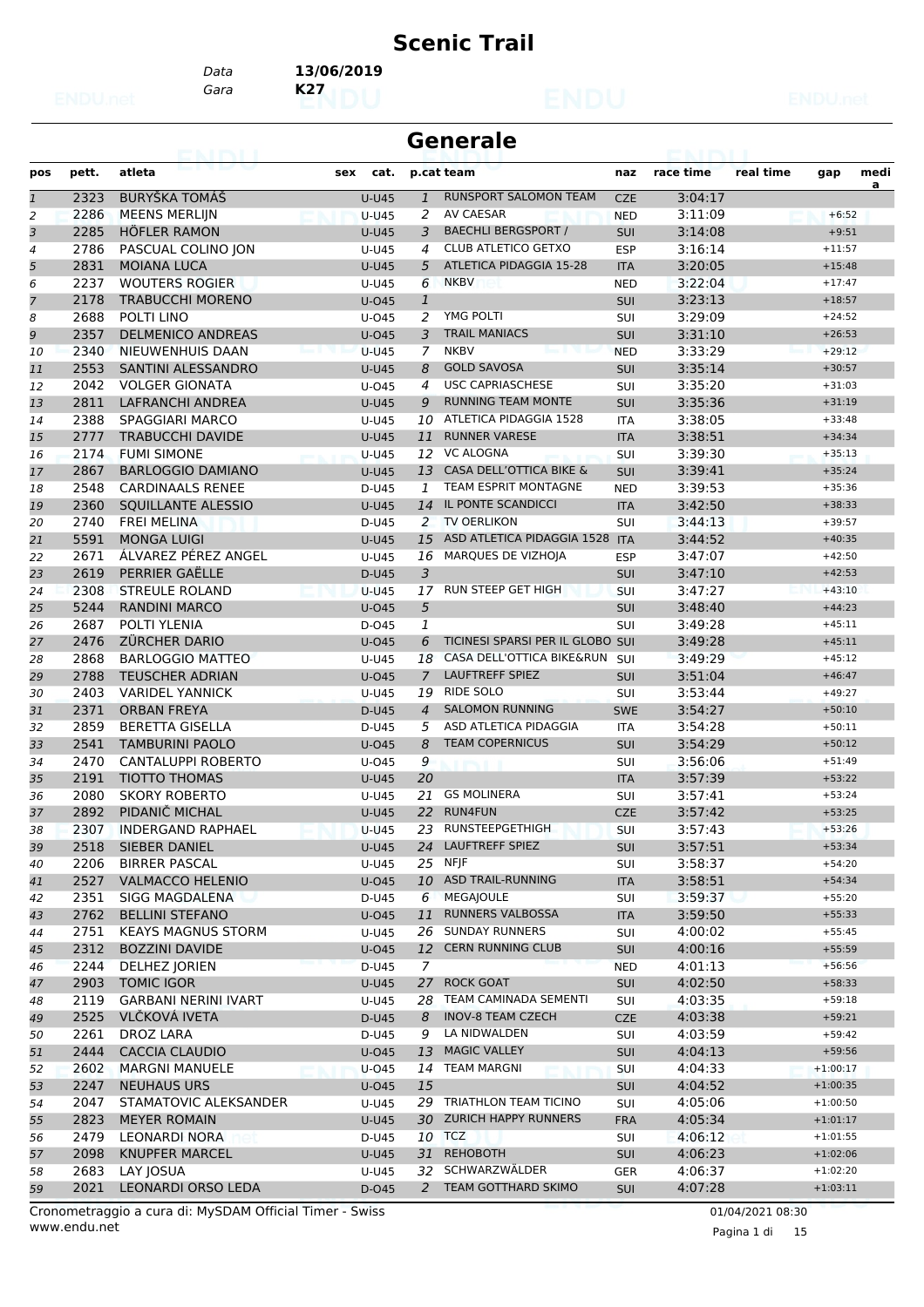# Scenic Trail

Data **13/06/2019**
Gara **K27**

## Generale

| pos | pett. | atleta | sex | cat. | p.cat | team | naz | race time | real time | gap | media |
|---|---|---|---|---|---|---|---|---|---|---|---|
| 1 | 2323 | BURYŠKA TOMÁŠ | | U-U45 | 1 | RUNSPORT SALOMON TEAM | CZE | 3:04:17 | | | |
| 2 | 2286 | MEENS MERLIJN | | U-U45 | 2 | AV CAESAR | NED | 3:11:09 | | +6:52 | |
| 3 | 2285 | HÖFLER RAMON | | U-U45 | 3 | BAECHLI BERGSPORT / | SUI | 3:14:08 | | +9:51 | |
| 4 | 2786 | PASCUAL COLINO JON | | U-U45 | 4 | CLUB ATLETICO GETXO | ESP | 3:16:14 | | +11:57 | |
| 5 | 2831 | MOIANA LUCA | | U-U45 | 5 | ATLETICA PIDAGGIA 15-28 | ITA | 3:20:05 | | +15:48 | |
| 6 | 2237 | WOUTERS ROGIER | | U-U45 | 6 | NKBV | NED | 3:22:04 | | +17:47 | |
| 7 | 2178 | TRABUCCHI MORENO | | U-O45 | 1 | | SUI | 3:23:13 | | +18:57 | |
| 8 | 2688 | POLTI LINO | | U-O45 | 2 | YMG POLTI | SUI | 3:29:09 | | +24:52 | |
| 9 | 2357 | DELMENICO ANDREAS | | U-O45 | 3 | TRAIL MANIACS | SUI | 3:31:10 | | +26:53 | |
| 10 | 2340 | NIEUWENHUIS DAAN | | U-U45 | 7 | NKBV | NED | 3:33:29 | | +29:12 | |
| 11 | 2553 | SANTINI ALESSANDRO | | U-U45 | 8 | GOLD SAVOSA | SUI | 3:35:14 | | +30:57 | |
| 12 | 2042 | VOLGER GIONATA | | U-O45 | 4 | USC CAPRIASCHESE | SUI | 3:35:20 | | +31:03 | |
| 13 | 2811 | LAFRANCHI ANDREA | | U-U45 | 9 | RUNNING TEAM MONTE | SUI | 3:35:36 | | +31:19 | |
| 14 | 2388 | SPAGGIARI MARCO | | U-U45 | 10 | ATLETICA PIDAGGIA 1528 | ITA | 3:38:05 | | +33:48 | |
| 15 | 2777 | TRABUCCHI DAVIDE | | U-U45 | 11 | RUNNER VARESE | ITA | 3:38:51 | | +34:34 | |
| 16 | 2174 | FUMI SIMONE | | U-U45 | 12 | VC ALOGNA | SUI | 3:39:30 | | +35:13 | |
| 17 | 2867 | BARLOGGIO DAMIANO | | U-U45 | 13 | CASA DELL'OTTICA BIKE & | SUI | 3:39:41 | | +35:24 | |
| 18 | 2548 | CARDINAALS RENEE | | D-U45 | 1 | TEAM ESPRIT MONTAGNE | NED | 3:39:53 | | +35:36 | |
| 19 | 2360 | SQUILLANTE ALESSIO | | U-U45 | 14 | IL PONTE SCANDICCI | ITA | 3:42:50 | | +38:33 | |
| 20 | 2740 | FREI MELINA | | D-U45 | 2 | TV OERLIKON | SUI | 3:44:13 | | +39:57 | |
| 21 | 5591 | MONGA LUIGI | | U-U45 | 15 | ASD ATLETICA PIDAGGIA 1528 | ITA | 3:44:52 | | +40:35 | |
| 22 | 2671 | ÁLVAREZ PÉREZ ANGEL | | U-U45 | 16 | MARQUES DE VIZHOJA | ESP | 3:47:07 | | +42:50 | |
| 23 | 2619 | PERRIER GAËLLE | | D-U45 | 3 | | SUI | 3:47:10 | | +42:53 | |
| 24 | 2308 | STREULE ROLAND | | U-U45 | 17 | RUN STEEP GET HIGH | SUI | 3:47:27 | | +43:10 | |
| 25 | 5244 | RANDINI MARCO | | U-O45 | 5 | | SUI | 3:48:40 | | +44:23 | |
| 26 | 2687 | POLTI YLENIA | | D-O45 | 1 | | SUI | 3:49:28 | | +45:11 | |
| 27 | 2476 | ZÜRCHER DARIO | | U-O45 | 6 | TICINESI SPARSI PER IL GLOBO | SUI | 3:49:28 | | +45:11 | |
| 28 | 2868 | BARLOGGIO MATTEO | | U-U45 | 18 | CASA DELL'OTTICA BIKE&RUN | SUI | 3:49:29 | | +45:12 | |
| 29 | 2788 | TEUSCHER ADRIAN | | U-O45 | 7 | LAUFTREFF SPIEZ | SUI | 3:51:04 | | +46:47 | |
| 30 | 2403 | VARIDEL YANNICK | | U-U45 | 19 | RIDE SOLO | SUI | 3:53:44 | | +49:27 | |
| 31 | 2371 | ORBAN FREYA | | D-U45 | 4 | SALOMON RUNNING | SWE | 3:54:27 | | +50:10 | |
| 32 | 2859 | BERETTA GISELLA | | D-U45 | 5 | ASD ATLETICA PIDAGGIA | ITA | 3:54:28 | | +50:11 | |
| 33 | 2541 | TAMBURINI PAOLO | | U-O45 | 8 | TEAM COPERNICUS | SUI | 3:54:29 | | +50:12 | |
| 34 | 2470 | CANTALUPPI ROBERTO | | U-O45 | 9 | | SUI | 3:56:06 | | +51:49 | |
| 35 | 2191 | TIOTTO THOMAS | | U-U45 | 20 | | ITA | 3:57:39 | | +53:22 | |
| 36 | 2080 | SKORY ROBERTO | | U-U45 | 21 | GS MOLINERA | SUI | 3:57:41 | | +53:24 | |
| 37 | 2892 | PIDANIČ MICHAL | | U-U45 | 22 | RUN4FUN | CZE | 3:57:42 | | +53:25 | |
| 38 | 2307 | INDERGAND RAPHAEL | | U-U45 | 23 | RUNSTEEPGETHIGH | SUI | 3:57:43 | | +53:26 | |
| 39 | 2518 | SIEBER DANIEL | | U-U45 | 24 | LAUFTREFF SPIEZ | SUI | 3:57:51 | | +53:34 | |
| 40 | 2206 | BIRRER PASCAL | | U-U45 | 25 | NFJF | SUI | 3:58:37 | | +54:20 | |
| 41 | 2527 | VALMACCO HELENIO | | U-O45 | 10 | ASD TRAIL-RUNNING | ITA | 3:58:51 | | +54:34 | |
| 42 | 2351 | SIGG MAGDALENA | | D-U45 | 6 | MEGAJOULE | SUI | 3:59:37 | | +55:20 | |
| 43 | 2762 | BELLINI STEFANO | | U-O45 | 11 | RUNNERS VALBOSSA | ITA | 3:59:50 | | +55:33 | |
| 44 | 2751 | KEAYS MAGNUS STORM | | U-U45 | 26 | SUNDAY RUNNERS | SUI | 4:00:02 | | +55:45 | |
| 45 | 2312 | BOZZINI DAVIDE | | U-O45 | 12 | CERN RUNNING CLUB | SUI | 4:00:16 | | +55:59 | |
| 46 | 2244 | DELHEZ JORIEN | | D-U45 | 7 | | NED | 4:01:13 | | +56:56 | |
| 47 | 2903 | TOMIC IGOR | | U-U45 | 27 | ROCK GOAT | SUI | 4:02:50 | | +58:33 | |
| 48 | 2119 | GARBANI NERINI IVART | | U-U45 | 28 | TEAM CAMINADA SEMENTI | SUI | 4:03:35 | | +59:18 | |
| 49 | 2525 | VLČKOVÁ IVETA | | D-U45 | 8 | INOV-8 TEAM CZECH | CZE | 4:03:38 | | +59:21 | |
| 50 | 2261 | DROZ LARA | | D-U45 | 9 | LA NIDWALDEN | SUI | 4:03:59 | | +59:42 | |
| 51 | 2444 | CACCIA CLAUDIO | | U-O45 | 13 | MAGIC VALLEY | SUI | 4:04:13 | | +59:56 | |
| 52 | 2602 | MARGNI MANUELE | | U-O45 | 14 | TEAM MARGNI | SUI | 4:04:33 | | +1:00:17 | |
| 53 | 2247 | NEUHAUS URS | | U-O45 | 15 | | SUI | 4:04:52 | | +1:00:35 | |
| 54 | 2047 | STAMATOVIC ALEKSANDER | | U-U45 | 29 | TRIATHLON TEAM TICINO | SUI | 4:05:06 | | +1:00:50 | |
| 55 | 2823 | MEYER ROMAIN | | U-U45 | 30 | ZURICH HAPPY RUNNERS | FRA | 4:05:34 | | +1:01:17 | |
| 56 | 2479 | LEONARDI NORA | | D-U45 | 10 | TCZ | SUI | 4:06:12 | | +1:01:55 | |
| 57 | 2098 | KNUPFER MARCEL | | U-U45 | 31 | REHOBOTH | SUI | 4:06:23 | | +1:02:06 | |
| 58 | 2683 | LAY JOSUA | | U-U45 | 32 | SCHWARZWÄLDER | GER | 4:06:37 | | +1:02:20 | |
| 59 | 2021 | LEONARDI ORSO LEDA | | D-O45 | 2 | TEAM GOTTHARD SKIMO | SUI | 4:07:28 | | +1:03:11 | |

Cronometraggio a cura di: MySDAM Official Timer - Swiss
www.endu.net

01/04/2021 08:30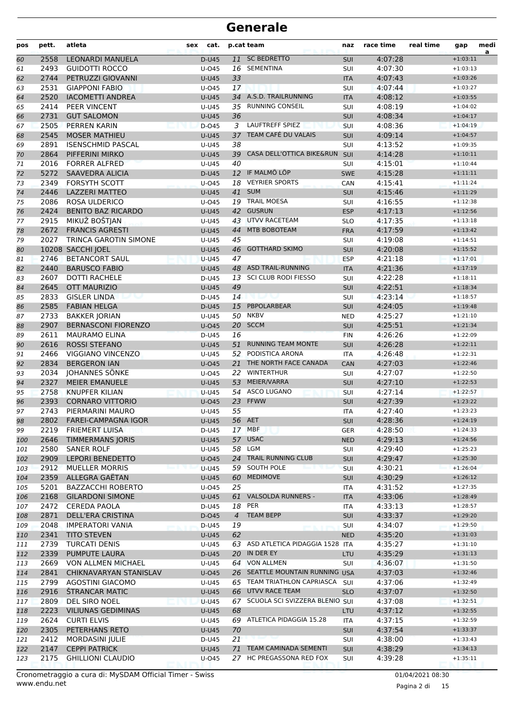# Generale

| pos | pett. | atleta | sex | cat. | p.cat | team | naz | race time | real time | gap | medi a |
|---|---|---|---|---|---|---|---|---|---|---|---|
| 60 | 2558 | LEONARDI MANUELA | | D-U45 | 11 | SC BEDRETTO | SUI | 4:07:28 | | +1:03:11 | |
| 61 | 2493 | GUIDOTTI ROCCO | | U-O45 | 16 | SEMENTINA | SUI | 4:07:30 | | +1:03:13 | |
| 62 | 2744 | PETRUZZI GIOVANNI | | U-U45 | 33 | | ITA | 4:07:43 | | +1:03:26 | |
| 63 | 2531 | GIAPPONI FABIO | | U-O45 | 17 | | SUI | 4:07:44 | | +1:03:27 | |
| 64 | 2520 | IACOMETTI ANDREA | | U-U45 | 34 | A.S.D. TRAILRUNNING | ITA | 4:08:12 | | +1:03:55 | |
| 65 | 2414 | PEER VINCENT | | U-U45 | 35 | RUNNING CONSEIL | SUI | 4:08:19 | | +1:04:02 | |
| 66 | 2731 | GUT SALOMON | | U-U45 | 36 | | SUI | 4:08:34 | | +1:04:17 | |
| 67 | 2505 | PERREN KARIN | | D-O45 | 3 | LAUFTREFF SPIEZ | SUI | 4:08:36 | | +1:04:19 | |
| 68 | 2545 | MOSER MATHIEU | | U-U45 | 37 | TEAM CAFÉ DU VALAIS | SUI | 4:09:14 | | +1:04:57 | |
| 69 | 2891 | ISENSCHMID PASCAL | | U-U45 | 38 | | SUI | 4:13:52 | | +1:09:35 | |
| 70 | 2864 | PIFFERINI MIRKO | | U-U45 | 39 | CASA DELL'OTTICA BIKE&RUN | SUI | 4:14:28 | | +1:10:11 | |
| 71 | 2016 | FORRER ALFRED | | U-U45 | 40 | | SUI | 4:15:01 | | +1:10:44 | |
| 72 | 5272 | SAAVEDRA ALICIA | | D-U45 | 12 | IF MALMÖ LÖP | SWE | 4:15:28 | | +1:11:11 | |
| 73 | 2349 | FORSYTH SCOTT | | U-O45 | 18 | VEYRIER SPORTS | CAN | 4:15:41 | | +1:11:24 | |
| 74 | 2446 | LAZZERI MATTEO | | U-U45 | 41 | SUM | SUI | 4:15:46 | | +1:11:29 | |
| 75 | 2086 | ROSA ULDERICO | | U-O45 | 19 | TRAIL MOESA | SUI | 4:16:55 | | +1:12:38 | |
| 76 | 2424 | BENITO BAZ RICARDO | | U-U45 | 42 | GUSRUN | ESP | 4:17:13 | | +1:12:56 | |
| 77 | 2915 | MIKUŽ BOŠTJAN | | U-U45 | 43 | UTVV RACETEAM | SLO | 4:17:35 | | +1:13:18 | |
| 78 | 2672 | FRANCIS AGRESTI | | U-U45 | 44 | MTB BOBOTEAM | FRA | 4:17:59 | | +1:13:42 | |
| 79 | 2027 | TRINCA GAROTIN SIMONE | | U-U45 | 45 | | SUI | 4:19:08 | | +1:14:51 | |
| 80 | 10208 | SACCHI JOEL | | U-U45 | 46 | GOTTHARD SKIMO | SUI | 4:20:08 | | +1:15:52 | |
| 81 | 2746 | BETANCORT SAUL | | U-U45 | 47 | | ESP | 4:21:18 | | +1:17:01 | |
| 82 | 2440 | BARUSCO FABIO | | U-U45 | 48 | ASD TRAIL-RUNNING | ITA | 4:21:36 | | +1:17:19 | |
| 83 | 2607 | DOTTI RACHELE | | D-U45 | 13 | SCI CLUB RODI FIESSO | SUI | 4:22:28 | | +1:18:11 | |
| 84 | 2645 | OTT MAURIZIO | | U-U45 | 49 | | SUI | 4:22:51 | | +1:18:34 | |
| 85 | 2833 | GISLER LINDA | | D-U45 | 14 | | SUI | 4:23:14 | | +1:18:57 | |
| 86 | 2585 | FABIAN HELGA | | D-U45 | 15 | PBPOLARBEAR | SUI | 4:24:05 | | +1:19:48 | |
| 87 | 2733 | BAKKER JORIAN | | U-U45 | 50 | NKBV | NED | 4:25:27 | | +1:21:10 | |
| 88 | 2907 | BERNASCONI FIORENZO | | U-O45 | 20 | SCCM | SUI | 4:25:51 | | +1:21:34 | |
| 89 | 2611 | MAURAMO ELINA | | D-U45 | 16 | | FIN | 4:26:26 | | +1:22:09 | |
| 90 | 2616 | ROSSI STEFANO | | U-U45 | 51 | RUNNING TEAM MONTE | SUI | 4:26:28 | | +1:22:11 | |
| 91 | 2466 | VIGGIANO VINCENZO | | U-U45 | 52 | PODISTICA ARONA | ITA | 4:26:48 | | +1:22:31 | |
| 92 | 2834 | BERGERON IAN | | U-O45 | 21 | THE NORTH FACE CANADA | CAN | 4:27:03 | | +1:22:46 | |
| 93 | 2034 | JOHANNES SÖNKE | | U-O45 | 22 | WINTERTHUR | SUI | 4:27:07 | | +1:22:50 | |
| 94 | 2327 | MEIER EMANUELE | | U-U45 | 53 | MEIER/VARRA | SUI | 4:27:10 | | +1:22:53 | |
| 95 | 2758 | KNUPFER KILIAN | | U-U45 | 54 | ASCO LUGANO | SUI | 4:27:14 | | +1:22:57 | |
| 96 | 2393 | CORNARO VITTORIO | | U-O45 | 23 | FFWW | SUI | 4:27:39 | | +1:23:22 | |
| 97 | 2743 | PIERMARINI MAURO | | U-U45 | 55 | | ITA | 4:27:40 | | +1:23:23 | |
| 98 | 2802 | FAREI-CAMPAGNA IGOR | | U-U45 | 56 | AET | SUI | 4:28:36 | | +1:24:19 | |
| 99 | 2219 | FRIEMERT LUISA | | D-U45 | 17 | MBF | GER | 4:28:50 | | +1:24:33 | |
| 100 | 2646 | TIMMERMANS JORIS | | U-U45 | 57 | USAC | NED | 4:29:13 | | +1:24:56 | |
| 101 | 2580 | SANER ROLF | | U-U45 | 58 | LGM | SUI | 4:29:40 | | +1:25:23 | |
| 102 | 2909 | LEPORI BENEDETTO | | U-O45 | 24 | TRAIL RUNNING CLUB | SUI | 4:29:47 | | +1:25:30 | |
| 103 | 2912 | MUELLER MORRIS | | U-U45 | 59 | SOUTH POLE | SUI | 4:30:21 | | +1:26:04 | |
| 104 | 2359 | ALLEGRA GAËTAN | | U-U45 | 60 | MEDIMOVE | SUI | 4:30:29 | | +1:26:12 | |
| 105 | 5201 | BAZZACCHI ROBERTO | | U-O45 | 25 | | ITA | 4:31:52 | | +1:27:35 | |
| 106 | 2168 | GILARDONI SIMONE | | U-U45 | 61 | VALSOLDA RUNNERS - | ITA | 4:33:06 | | +1:28:49 | |
| 107 | 2472 | CEREDA PAOLA | | D-U45 | 18 | PER | ITA | 4:33:13 | | +1:28:57 | |
| 108 | 2871 | DELL'ERA CRISTINA | | D-O45 | 4 | TEAM BEPP | SUI | 4:33:37 | | +1:29:20 | |
| 109 | 2048 | IMPERATORI VANIA | | D-U45 | 19 | | SUI | 4:34:07 | | +1:29:50 | |
| 110 | 2341 | TITO STEVEN | | U-U45 | 62 | | NED | 4:35:20 | | +1:31:03 | |
| 111 | 2739 | TURCATI DENIS | | U-U45 | 63 | ASD ATLETICA PIDAGGIA 1528 | ITA | 4:35:27 | | +1:31:10 | |
| 112 | 2339 | PUMPUTE LAURA | | D-U45 | 20 | IN DER EY | LTU | 4:35:29 | | +1:31:13 | |
| 113 | 2669 | VON ALLMEN MICHAEL | | U-U45 | 64 | VON ALLMEN | SUI | 4:36:07 | | +1:31:50 | |
| 114 | 2841 | CHIKNAVARYAN STANISLAV | | U-O45 | 26 | SEATTLE MOUNTAIN RUNNING | USA | 4:37:03 | | +1:32:46 | |
| 115 | 2799 | AGOSTINI GIACOMO | | U-U45 | 65 | TEAM TRIATHLON CAPRIASCA | SUI | 4:37:06 | | +1:32:49 | |
| 116 | 2916 | ŠTRANCAR MATIC | | U-U45 | 66 | UTVV RACE TEAM | SLO | 4:37:07 | | +1:32:50 | |
| 117 | 2809 | DEL SIRO NOEL | | U-U45 | 67 | SCUOLA SCI SVIZZERA BLENIO | SUI | 4:37:08 | | +1:32:51 | |
| 118 | 2223 | VILIUNAS GEDIMINAS | | U-U45 | 68 | | LTU | 4:37:12 | | +1:32:55 | |
| 119 | 2624 | CURTI ELVIS | | U-U45 | 69 | ATLETICA PIDAGGIA 15.28 | ITA | 4:37:15 | | +1:32:59 | |
| 120 | 2305 | PETERHANS RETO | | U-U45 | 70 | | SUI | 4:37:54 | | +1:33:37 | |
| 121 | 2412 | MORDASINI JULIE | | D-U45 | 21 | | SUI | 4:38:00 | | +1:33:43 | |
| 122 | 2147 | CEPPI PATRICK | | U-U45 | 71 | TEAM CAMINADA SEMENTI | SUI | 4:38:29 | | +1:34:13 | |
| 123 | 2175 | GHILLIONI CLAUDIO | | U-O45 | 27 | HC PREGASSONA RED FOX | SUI | 4:39:28 | | +1:35:11 | |

Cronometraggio a cura di: MySDAM Official Timer - Swiss
www.endu.net

01/04/2021 08:30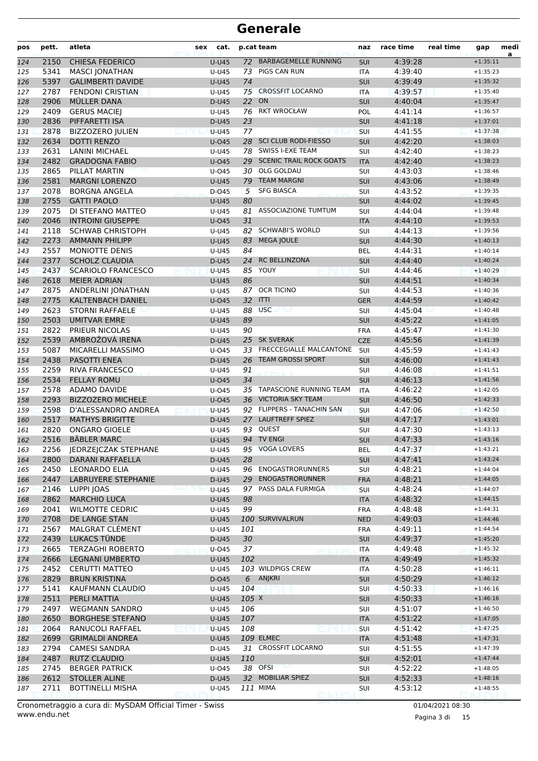# Generale

| pos | pett. | atleta | sex | cat. | p.cat | team | naz | race time | real time | gap | medi a |
|---|---|---|---|---|---|---|---|---|---|---|---|
| 124 | 2150 | CHIESA FEDERICO | | U-U45 | 72 | BARBAGEMELLE RUNNING | SUI | 4:39:28 | | +1:35:11 | |
| 125 | 5341 | MASCI JONATHAN | | U-U45 | 73 | PIGS CAN RUN | ITA | 4:39:40 | | +1:35:23 | |
| 126 | 5397 | GALIMBERTI DAVIDE | | U-U45 | 74 | | SUI | 4:39:49 | | +1:35:32 | |
| 127 | 2787 | FENDONI CRISTIAN | | U-U45 | 75 | CROSSFIT LOCARNO | ITA | 4:39:57 | | +1:35:40 | |
| 128 | 2906 | MÜLLER DANA | | D-U45 | 22 | ON | SUI | 4:40:04 | | +1:35:47 | |
| 129 | 2409 | GERUS MACIEJ | | U-U45 | 76 | RKT WROCŁAW | POL | 4:41:14 | | +1:36:57 | |
| 130 | 2836 | PIFFARETTI ISA | | D-U45 | 23 | | SUI | 4:41:18 | | +1:37:01 | |
| 131 | 2878 | BIZZOZERO JULIEN | | U-U45 | 77 | | SUI | 4:41:55 | | +1:37:38 | |
| 132 | 2634 | DOTTI RENZO | | U-O45 | 28 | SCI CLUB RODI-FIESSO | SUI | 4:42:20 | | +1:38:03 | |
| 133 | 2631 | LANINI MICHAEL | | U-U45 | 78 | SWISS I-EXE TEAM | SUI | 4:42:40 | | +1:38:23 | |
| 134 | 2482 | GRADOGNA FABIO | | U-O45 | 29 | SCENIC TRAIL ROCK GOATS | ITA | 4:42:40 | | +1:38:23 | |
| 135 | 2865 | PILLAT MARTIN | | U-O45 | 30 | OLG GOLDAU | SUI | 4:43:03 | | +1:38:46 | |
| 136 | 2581 | MARGNI LORENZO | | U-U45 | 79 | TEAM MARGNI | SUI | 4:43:06 | | +1:38:49 | |
| 137 | 2078 | BORGNA ANGELA | | D-O45 | 5 | SFG BIASCA | SUI | 4:43:52 | | +1:39:35 | |
| 138 | 2755 | GATTI PAOLO | | U-U45 | 80 | | SUI | 4:44:02 | | +1:39:45 | |
| 139 | 2075 | DI STEFANO MATTEO | | U-U45 | 81 | ASSOCIAZIONE TUMTUM | SUI | 4:44:04 | | +1:39:48 | |
| 140 | 2046 | INTROINI GIUSEPPE | | U-O45 | 31 | | ITA | 4:44:10 | | +1:39:53 | |
| 141 | 2118 | SCHWAB CHRISTOPH | | U-U45 | 82 | SCHWABI'S WORLD | SUI | 4:44:13 | | +1:39:56 | |
| 142 | 2273 | AMMANN PHILIPP | | U-U45 | 83 | MEGA JOULE | SUI | 4:44:30 | | +1:40:13 | |
| 143 | 2557 | MONIOTTE DENIS | | U-U45 | 84 | | BEL | 4:44:31 | | +1:40:14 | |
| 144 | 2377 | SCHOLZ CLAUDIA | | D-U45 | 24 | RC BELLINZONA | SUI | 4:44:40 | | +1:40:24 | |
| 145 | 2437 | SCARIOLO FRANCESCO | | U-U45 | 85 | YOUY | SUI | 4:44:46 | | +1:40:29 | |
| 146 | 2618 | MEIER ADRIAN | | U-U45 | 86 | | SUI | 4:44:51 | | +1:40:34 | |
| 147 | 2875 | ANDERLINI JONATHAN | | U-U45 | 87 | OCR TICINO | SUI | 4:44:53 | | +1:40:36 | |
| 148 | 2775 | KALTENBACH DANIEL | | U-O45 | 32 | ITTI | GER | 4:44:59 | | +1:40:42 | |
| 149 | 2623 | STORNI RAFFAELE | | U-U45 | 88 | USC | SUI | 4:45:04 | | +1:40:48 | |
| 150 | 2503 | UMITVAR EMRE | | U-U45 | 89 | | SUI | 4:45:22 | | +1:41:05 | |
| 151 | 2822 | PRIEUR NICOLAS | | U-U45 | 90 | | FRA | 4:45:47 | | +1:41:30 | |
| 152 | 2539 | AMBROŽOVÁ IRENA | | D-U45 | 25 | SK SVERAK | CZE | 4:45:56 | | +1:41:39 | |
| 153 | 5087 | MICARELLI MASSIMO | | U-O45 | 33 | FRECCEGIALLE MALCANTONE | SUI | 4:45:59 | | +1:41:43 | |
| 154 | 2438 | PASOTTI ENEA | | D-U45 | 26 | TEAM GROSSI SPORT | SUI | 4:46:00 | | +1:41:43 | |
| 155 | 2259 | RIVA FRANCESCO | | U-U45 | 91 | | SUI | 4:46:08 | | +1:41:51 | |
| 156 | 2534 | FELLAY ROMU | | U-O45 | 34 | | SUI | 4:46:13 | | +1:41:56 | |
| 157 | 2578 | ADAMO DAVIDE | | U-O45 | 35 | TAPASCIONE RUNNING TEAM | ITA | 4:46:22 | | +1:42:05 | |
| 158 | 2293 | BIZZOZERO MICHELE | | U-O45 | 36 | VICTORIA SKY TEAM | SUI | 4:46:50 | | +1:42:33 | |
| 159 | 2598 | D'ALESSANDRO ANDREA | | U-U45 | 92 | FLIPPERS - TANACHIN SAN | SUI | 4:47:06 | | +1:42:50 | |
| 160 | 2517 | MATHYS BRIGITTE | | D-U45 | 27 | LAUFTREFF SPIEZ | SUI | 4:47:17 | | +1:43:01 | |
| 161 | 2820 | ONGARO GIOELE | | U-U45 | 93 | QUEST | SUI | 4:47:30 | | +1:43:13 | |
| 162 | 2516 | BÄBLER MARC | | U-U45 | 94 | TV ENGI | SUI | 4:47:33 | | +1:43:16 | |
| 163 | 2256 | JEDRZEJCZAK STEPHANE | | U-U45 | 95 | VOGA LOVERS | BEL | 4:47:37 | | +1:43:21 | |
| 164 | 2800 | DARANI RAFFAELLA | | D-U45 | 28 | | SUI | 4:47:41 | | +1:43:24 | |
| 165 | 2450 | LEONARDO ELIA | | U-U45 | 96 | ENOGASTRORUNNERS | SUI | 4:48:21 | | +1:44:04 | |
| 166 | 2447 | LABRUYERE STEPHANIE | | D-U45 | 29 | ENOGASTRORUNNER | FRA | 4:48:21 | | +1:44:05 | |
| 167 | 2146 | LUPPI JOAS | | U-U45 | 97 | PASS DALA FURMIGA | SUI | 4:48:24 | | +1:44:07 | |
| 168 | 2862 | MARCHIO LUCA | | U-U45 | 98 | | ITA | 4:48:32 | | +1:44:15 | |
| 169 | 2041 | WILMOTTE CEDRIC | | U-U45 | 99 | | FRA | 4:48:48 | | +1:44:31 | |
| 170 | 2708 | DE LANGE STAN | | U-U45 | 100 | SURVIVALRUN | NED | 4:49:03 | | +1:44:46 | |
| 171 | 2567 | MALGRAT CLÉMENT | | U-U45 | 101 | | FRA | 4:49:11 | | +1:44:54 | |
| 172 | 2439 | LUKACS TÜNDE | | D-U45 | 30 | | SUI | 4:49:37 | | +1:45:20 | |
| 173 | 2665 | TERZAGHI ROBERTO | | U-O45 | 37 | | ITA | 4:49:48 | | +1:45:32 | |
| 174 | 2666 | LEGNANI UMBERTO | | U-U45 | 102 | | ITA | 4:49:49 | | +1:45:32 | |
| 175 | 2452 | CERUTTI MATTEO | | U-U45 | 103 | WILDPIGS CREW | ITA | 4:50:28 | | +1:46:11 | |
| 176 | 2829 | BRUN KRISTINA | | D-O45 | 6 | ANJKRI | SUI | 4:50:29 | | +1:46:12 | |
| 177 | 5141 | KAUFMANN CLAUDIO | | U-U45 | 104 | | SUI | 4:50:33 | | +1:46:16 | |
| 178 | 2511 | PERLI MATTIA | | U-U45 | 105 | X | SUI | 4:50:33 | | +1:46:16 | |
| 179 | 2497 | WEGMANN SANDRO | | U-U45 | 106 | | SUI | 4:51:07 | | +1:46:50 | |
| 180 | 2650 | BORGHESE STEFANO | | U-U45 | 107 | | ITA | 4:51:22 | | +1:47:05 | |
| 181 | 2064 | RANUCOLI RAFFAEL | | U-U45 | 108 | | SUI | 4:51:42 | | +1:47:25 | |
| 182 | 2699 | GRIMALDI ANDREA | | U-U45 | 109 | ELMEC | ITA | 4:51:48 | | +1:47:31 | |
| 183 | 2794 | CAMESI SANDRA | | D-U45 | 31 | CROSSFIT LOCARNO | SUI | 4:51:55 | | +1:47:39 | |
| 184 | 2487 | RUTZ CLAUDIO | | U-U45 | 110 | | SUI | 4:52:01 | | +1:47:44 | |
| 185 | 2745 | BERGER PATRICK | | U-O45 | 38 | OFSI | SUI | 4:52:22 | | +1:48:05 | |
| 186 | 2612 | STOLLER ALINE | | D-U45 | 32 | MOBILIAR SPIEZ | SUI | 4:52:33 | | +1:48:16 | |
| 187 | 2711 | BOTTINELLI MISHA | | U-U45 | 111 | MIMA | SUI | 4:53:12 | | +1:48:55 | |

Cronometraggio a cura di: MySDAM Official Timer - Swiss
www.endu.net

01/04/2021 08:30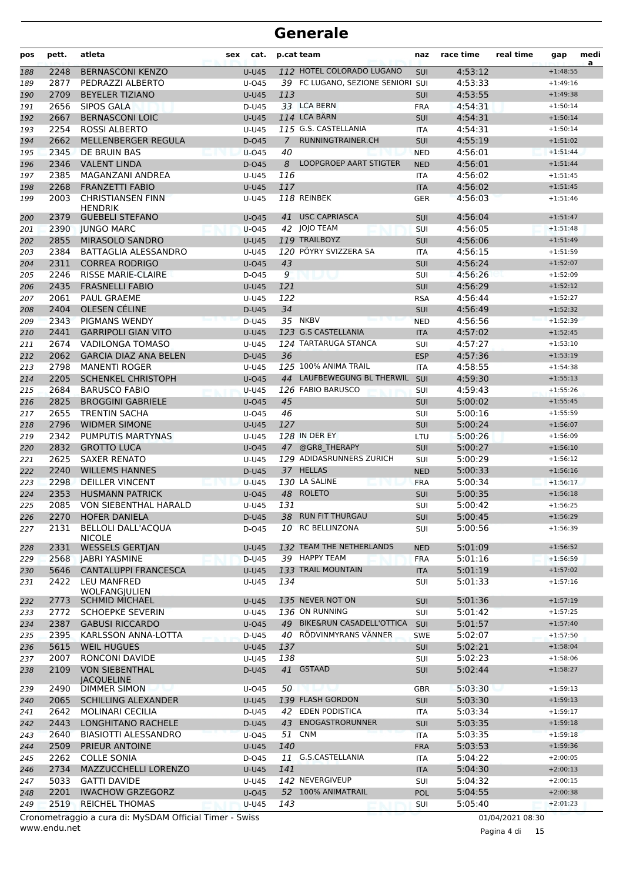# Generale

| pos | pett. | atleta | sex | cat. | p.cat | team | naz | race time | real time | gap | medi a |
|---|---|---|---|---|---|---|---|---|---|---|---|
| 188 | 2248 | BERNASCONI KENZO | | U-U45 | 112 | HOTEL COLORADO LUGANO | SUI | 4:53:12 | | +1:48:55 | |
| 189 | 2877 | PEDRAZZI ALBERTO | | U-O45 | 39 | FC LUGANO, SEZIONE SENIORI | SUI | 4:53:33 | | +1:49:16 | |
| 190 | 2709 | BEYELER TIZIANO | | U-U45 | 113 | | SUI | 4:53:55 | | +1:49:38 | |
| 191 | 2656 | SIPOS GALA | | D-U45 | 33 | LCA BERN | FRA | 4:54:31 | | +1:50:14 | |
| 192 | 2667 | BERNASCONI LOIC | | U-U45 | 114 | LCA BÄRN | SUI | 4:54:31 | | +1:50:14 | |
| 193 | 2254 | ROSSI ALBERTO | | U-U45 | 115 | G.S. CASTELLANIA | ITA | 4:54:31 | | +1:50:14 | |
| 194 | 2662 | MELLENBERGER REGULA | | D-O45 | 7 | RUNNINGTRAINER.CH | SUI | 4:55:19 | | +1:51:02 | |
| 195 | 2345 | DE BRUIN BAS | | U-O45 | 40 | | NED | 4:56:01 | | +1:51:44 | |
| 196 | 2346 | VALENT LINDA | | D-O45 | 8 | LOOPGROEP AART STIGTER | NED | 4:56:01 | | +1:51:44 | |
| 197 | 2385 | MAGANZANI ANDREA | | U-U45 | 116 | | ITA | 4:56:02 | | +1:51:45 | |
| 198 | 2268 | FRANZETTI FABIO | | U-U45 | 117 | | ITA | 4:56:02 | | +1:51:45 | |
| 199 | 2003 | CHRISTIANSEN FINN HENDRIK | | U-U45 | 118 | REINBEK | GER | 4:56:03 | | +1:51:46 | |
| 200 | 2379 | GUEBELI STEFANO | | U-O45 | 41 | USC CAPRIASCA | SUI | 4:56:04 | | +1:51:47 | |
| 201 | 2390 | JUNGO MARC | | U-O45 | 42 | JOJO TEAM | SUI | 4:56:05 | | +1:51:48 | |
| 202 | 2855 | MIRASOLO SANDRO | | U-U45 | 119 | TRAILBOYZ | SUI | 4:56:06 | | +1:51:49 | |
| 203 | 2384 | BATTAGLIA ALESSANDRO | | U-U45 | 120 | PÖYRY SVIZZERA SA | ITA | 4:56:15 | | +1:51:59 | |
| 204 | 2311 | CORREA RODRIGO | | U-O45 | 43 | | SUI | 4:56:24 | | +1:52:07 | |
| 205 | 2246 | RISSE MARIE-CLAIRE | | D-O45 | 9 | | SUI | 4:56:26 | | +1:52:09 | |
| 206 | 2435 | FRASNELLI FABIO | | U-U45 | 121 | | SUI | 4:56:29 | | +1:52:12 | |
| 207 | 2061 | PAUL GRAEME | | U-U45 | 122 | | RSA | 4:56:44 | | +1:52:27 | |
| 208 | 2404 | OLESEN CÉLINE | | D-U45 | 34 | | SUI | 4:56:49 | | +1:52:32 | |
| 209 | 2343 | PIGMANS WENDY | | D-U45 | 35 | NKBV | NED | 4:56:56 | | +1:52:39 | |
| 210 | 2441 | GARRIPOLI GIAN VITO | | U-U45 | 123 | G.S CASTELLANIA | ITA | 4:57:02 | | +1:52:45 | |
| 211 | 2674 | VADILONGA TOMASO | | U-U45 | 124 | TARTARUGA STANCA | SUI | 4:57:27 | | +1:53:10 | |
| 212 | 2062 | GARCIA DIAZ ANA BELEN | | D-U45 | 36 | | ESP | 4:57:36 | | +1:53:19 | |
| 213 | 2798 | MANENTI ROGER | | U-U45 | 125 | 100% ANIMA TRAIL | ITA | 4:58:55 | | +1:54:38 | |
| 214 | 2205 | SCHENKEL CHRISTOPH | | U-O45 | 44 | LAUFBEWEGUNG BL THERWIL | SUI | 4:59:30 | | +1:55:13 | |
| 215 | 2684 | BARUSCO FABIO | | U-U45 | 126 | FABIO BARUSCO | SUI | 4:59:43 | | +1:55:26 | |
| 216 | 2825 | BROGGINI GABRIELE | | U-O45 | 45 | | SUI | 5:00:02 | | +1:55:45 | |
| 217 | 2655 | TRENTIN SACHA | | U-O45 | 46 | | SUI | 5:00:16 | | +1:55:59 | |
| 218 | 2796 | WIDMER SIMONE | | U-U45 | 127 | | SUI | 5:00:24 | | +1:56:07 | |
| 219 | 2342 | PUMPUTIS MARTYNAS | | U-U45 | 128 | IN DER EY | LTU | 5:00:26 | | +1:56:09 | |
| 220 | 2832 | GROTTO LUCA | | U-O45 | 47 | @GR8_THERAPY | SUI | 5:00:27 | | +1:56:10 | |
| 221 | 2625 | SAXER RENATO | | U-U45 | 129 | ADIDASRUNNERS ZURICH | SUI | 5:00:29 | | +1:56:12 | |
| 222 | 2240 | WILLEMS HANNES | | D-U45 | 37 | HELLAS | NED | 5:00:33 | | +1:56:16 | |
| 223 | 2298 | DEILLER VINCENT | | U-U45 | 130 | LA SALINE | FRA | 5:00:34 | | +1:56:17 | |
| 224 | 2353 | HUSMANN PATRICK | | U-O45 | 48 | ROLETO | SUI | 5:00:35 | | +1:56:18 | |
| 225 | 2085 | VON SIEBENTHAL HARALD | | U-U45 | 131 | | SUI | 5:00:42 | | +1:56:25 | |
| 226 | 2270 | HOFER DANIELA | | D-U45 | 38 | RUN FIT THURGAU | SUI | 5:00:45 | | +1:56:29 | |
| 227 | 2131 | BELLOLI DALL'ACQUA NICOLE | | D-O45 | 10 | RC BELLINZONA | SUI | 5:00:56 | | +1:56:39 | |
| 228 | 2331 | WESSELS GERTJAN | | U-U45 | 132 | TEAM THE NETHERLANDS | NED | 5:01:09 | | +1:56:52 | |
| 229 | 2568 | JABRI YASMINE | | D-U45 | 39 | HAPPY TEAM | FRA | 5:01:16 | | +1:56:59 | |
| 230 | 5646 | CANTALUPPI FRANCESCA | | U-U45 | 133 | TRAIL MOUNTAIN | ITA | 5:01:19 | | +1:57:02 | |
| 231 | 2422 | LEU MANFRED WOLFANGJULIEN | | U-U45 | 134 | | SUI | 5:01:33 | | +1:57:16 | |
| 232 | 2773 | SCHMID MICHAEL | | U-U45 | 135 | NEVER NOT ON | SUI | 5:01:36 | | +1:57:19 | |
| 233 | 2772 | SCHOEPKE SEVERIN | | U-U45 | 136 | ON RUNNING | SUI | 5:01:42 | | +1:57:25 | |
| 234 | 2387 | GABUSI RICCARDO | | U-O45 | 49 | BIKE&RUN CASADELL'OTTICA | SUI | 5:01:57 | | +1:57:40 | |
| 235 | 2395 | KARLSSON ANNA-LOTTA | | D-U45 | 40 | RÖDVINMYRANS VÄNNER | SWE | 5:02:07 | | +1:57:50 | |
| 236 | 5615 | WEIL HUGUES | | U-U45 | 137 | | SUI | 5:02:21 | | +1:58:04 | |
| 237 | 2007 | RONCONI DAVIDE | | U-U45 | 138 | | SUI | 5:02:23 | | +1:58:06 | |
| 238 | 2109 | VON SIEBENTHAL JACQUELINE | | D-U45 | 41 | GSTAAD | SUI | 5:02:44 | | +1:58:27 | |
| 239 | 2490 | DIMMER SIMON | | U-O45 | 50 | | GBR | 5:03:30 | | +1:59:13 | |
| 240 | 2065 | SCHILLING ALEXANDER | | U-U45 | 139 | FLASH GORDON | SUI | 5:03:30 | | +1:59:13 | |
| 241 | 2642 | MOLINARI CECILIA | | D-U45 | 42 | EDEN PODISTICA | ITA | 5:03:34 | | +1:59:17 | |
| 242 | 2443 | LONGHITANO RACHELE | | D-U45 | 43 | ENOGASTRORUNNER | SUI | 5:03:35 | | +1:59:18 | |
| 243 | 2640 | BIASIOTTI ALESSANDRO | | U-O45 | 51 | CNM | ITA | 5:03:35 | | +1:59:18 | |
| 244 | 2509 | PRIEUR ANTOINE | | U-U45 | 140 | | FRA | 5:03:53 | | +1:59:36 | |
| 245 | 2262 | COLLE SONIA | | D-O45 | 11 | G.S.CASTELLANIA | ITA | 5:04:22 | | +2:00:05 | |
| 246 | 2734 | MAZZUCCHELLI LORENZO | | U-U45 | 141 | | ITA | 5:04:30 | | +2:00:13 | |
| 247 | 5033 | GATTI DAVIDE | | U-U45 | 142 | NEVERGIVEUP | SUI | 5:04:32 | | +2:00:15 | |
| 248 | 2201 | IWACHOW GRZEGORZ | | U-O45 | 52 | 100% ANIMATRAIL | POL | 5:04:55 | | +2:00:38 | |
| 249 | 2519 | REICHEL THOMAS | | U-U45 | 143 | | SUI | 5:05:40 | | +2:01:23 | |

Cronometraggio a cura di: MySDAM Official Timer - Swiss
www.endu.net

01/04/2021 08:30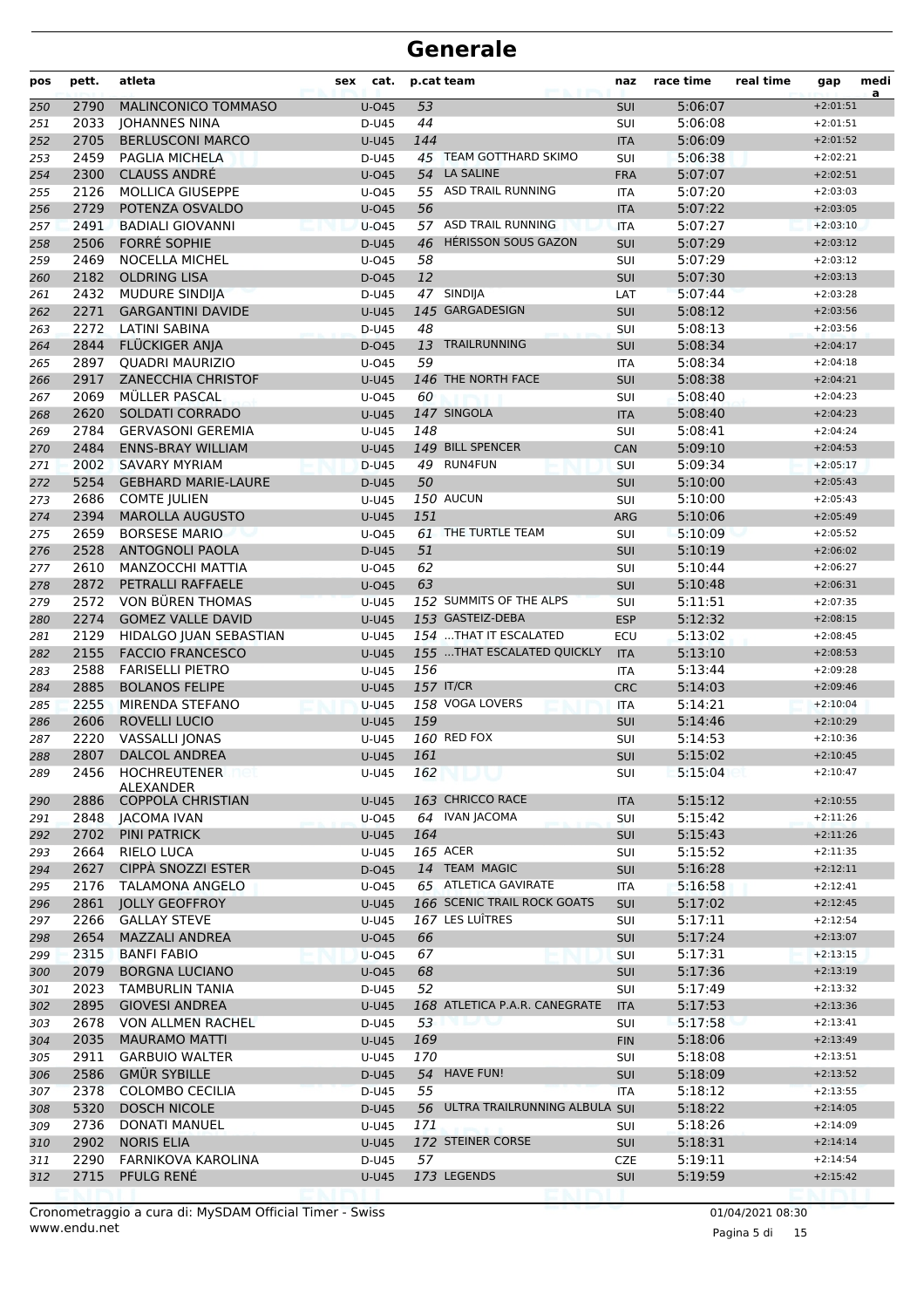# Generale

| pos | pett. | atleta | sex | cat. | p.cat | team | naz | race time | real time | gap | media |
|---|---|---|---|---|---|---|---|---|---|---|---|
| 250 | 2790 | MALINCONICO TOMMASO | | U-O45 | 53 | | SUI | 5:06:07 | | +2:01:51 | |
| 251 | 2033 | JOHANNES NINA | | D-U45 | 44 | | SUI | 5:06:08 | | +2:01:51 | |
| 252 | 2705 | BERLUSCONI MARCO | | U-U45 | 144 | | ITA | 5:06:09 | | +2:01:52 | |
| 253 | 2459 | PAGLIA MICHELA | | D-U45 | 45 | TEAM GOTTHARD SKIMO | SUI | 5:06:38 | | +2:02:21 | |
| 254 | 2300 | CLAUSS ANDRÉ | | U-O45 | 54 | LA SALINE | FRA | 5:07:07 | | +2:02:51 | |
| 255 | 2126 | MOLLICA GIUSEPPE | | U-O45 | 55 | ASD TRAIL RUNNING | ITA | 5:07:20 | | +2:03:03 | |
| 256 | 2729 | POTENZA OSVALDO | | U-O45 | 56 | | ITA | 5:07:22 | | +2:03:05 | |
| 257 | 2491 | BADIALI GIOVANNI | | U-O45 | 57 | ASD TRAIL RUNNING | ITA | 5:07:27 | | +2:03:10 | |
| 258 | 2506 | FORRÉ SOPHIE | | D-U45 | 46 | HÉRISSON SOUS GAZON | SUI | 5:07:29 | | +2:03:12 | |
| 259 | 2469 | NOCELLA MICHEL | | U-O45 | 58 | | SUI | 5:07:29 | | +2:03:12 | |
| 260 | 2182 | OLDRING LISA | | D-O45 | 12 | | SUI | 5:07:30 | | +2:03:13 | |
| 261 | 2432 | MUDURE SINDIJA | | D-U45 | 47 | SINDIJA | LAT | 5:07:44 | | +2:03:28 | |
| 262 | 2271 | GARGANTINI DAVIDE | | U-U45 | 145 | GARGADESIGN | SUI | 5:08:12 | | +2:03:56 | |
| 263 | 2272 | LATINI SABINA | | D-U45 | 48 | | SUI | 5:08:13 | | +2:03:56 | |
| 264 | 2844 | FLÜCKIGER ANJA | | D-O45 | 13 | TRAILRUNNING | SUI | 5:08:34 | | +2:04:17 | |
| 265 | 2897 | QUADRI MAURIZIO | | U-O45 | 59 | | ITA | 5:08:34 | | +2:04:18 | |
| 266 | 2917 | ZANECCHIA CHRISTOF | | U-U45 | 146 | THE NORTH FACE | SUI | 5:08:38 | | +2:04:21 | |
| 267 | 2069 | MÜLLER PASCAL | | U-O45 | 60 | | SUI | 5:08:40 | | +2:04:23 | |
| 268 | 2620 | SOLDATI CORRADO | | U-U45 | 147 | SINGOLA | ITA | 5:08:40 | | +2:04:23 | |
| 269 | 2784 | GERVASONI GEREMIA | | U-U45 | 148 | | SUI | 5:08:41 | | +2:04:24 | |
| 270 | 2484 | ENNS-BRAY WILLIAM | | U-U45 | 149 | BILL SPENCER | CAN | 5:09:10 | | +2:04:53 | |
| 271 | 2002 | SAVARY MYRIAM | | D-U45 | 49 | RUN4FUN | SUI | 5:09:34 | | +2:05:17 | |
| 272 | 5254 | GEBHARD MARIE-LAURE | | D-U45 | 50 | | SUI | 5:10:00 | | +2:05:43 | |
| 273 | 2686 | COMTE JULIEN | | U-U45 | 150 | AUCUN | SUI | 5:10:00 | | +2:05:43 | |
| 274 | 2394 | MAROLLA AUGUSTO | | U-U45 | 151 | | ARG | 5:10:06 | | +2:05:49 | |
| 275 | 2659 | BORSESE MARIO | | U-O45 | 61 | THE TURTLE TEAM | SUI | 5:10:09 | | +2:05:52 | |
| 276 | 2528 | ANTOGNOLI PAOLA | | D-U45 | 51 | | SUI | 5:10:19 | | +2:06:02 | |
| 277 | 2610 | MANZOCCHI MATTIA | | U-O45 | 62 | | SUI | 5:10:44 | | +2:06:27 | |
| 278 | 2872 | PETRALLI RAFFAELE | | U-O45 | 63 | | SUI | 5:10:48 | | +2:06:31 | |
| 279 | 2572 | VON BÜREN THOMAS | | U-U45 | 152 | SUMMITS OF THE ALPS | SUI | 5:11:51 | | +2:07:35 | |
| 280 | 2274 | GOMEZ VALLE DAVID | | U-U45 | 153 | GASTEIZ-DEBA | ESP | 5:12:32 | | +2:08:15 | |
| 281 | 2129 | HIDALGO JUAN SEBASTIAN | | U-U45 | 154 | ...THAT IT ESCALATED | ECU | 5:13:02 | | +2:08:45 | |
| 282 | 2155 | FACCIO FRANCESCO | | U-U45 | 155 | ...THAT ESCALATED QUICKLY | ITA | 5:13:10 | | +2:08:53 | |
| 283 | 2588 | FARISELLI PIETRO | | U-U45 | 156 | | ITA | 5:13:44 | | +2:09:28 | |
| 284 | 2885 | BOLANOS FELIPE | | U-U45 | 157 | IT/CR | CRC | 5:14:03 | | +2:09:46 | |
| 285 | 2255 | MIRENDA STEFANO | | U-U45 | 158 | VOGA LOVERS | ITA | 5:14:21 | | +2:10:04 | |
| 286 | 2606 | ROVELLI LUCIO | | U-U45 | 159 | | SUI | 5:14:46 | | +2:10:29 | |
| 287 | 2220 | VASSALLI JONAS | | U-U45 | 160 | RED FOX | SUI | 5:14:53 | | +2:10:36 | |
| 288 | 2807 | DALCOL ANDREA | | U-U45 | 161 | | SUI | 5:15:02 | | +2:10:45 | |
| 289 | 2456 | HOCHREUTENER ALEXANDER | | U-U45 | 162 | | SUI | 5:15:04 | | +2:10:47 | |
| 290 | 2886 | COPPOLA CHRISTIAN | | U-U45 | 163 | CHRICCO RACE | ITA | 5:15:12 | | +2:10:55 | |
| 291 | 2848 | JACOMA IVAN | | U-O45 | 64 | IVAN JACOMA | SUI | 5:15:42 | | +2:11:26 | |
| 292 | 2702 | PINI PATRICK | | U-U45 | 164 | | SUI | 5:15:43 | | +2:11:26 | |
| 293 | 2664 | RIELO LUCA | | U-U45 | 165 | ACER | SUI | 5:15:52 | | +2:11:35 | |
| 294 | 2627 | CIPPÀ SNOZZI ESTER | | D-O45 | 14 | TEAM MAGIC | SUI | 5:16:28 | | +2:12:11 | |
| 295 | 2176 | TALAMONA ANGELO | | U-O45 | 65 | ATLETICA GAVIRATE | ITA | 5:16:58 | | +2:12:41 | |
| 296 | 2861 | JOLLY GEOFFROY | | U-U45 | 166 | SCENIC TRAIL ROCK GOATS | SUI | 5:17:02 | | +2:12:45 | |
| 297 | 2266 | GALLAY STEVE | | U-U45 | 167 | LES LUÎTRES | SUI | 5:17:11 | | +2:12:54 | |
| 298 | 2654 | MAZZALI ANDREA | | U-O45 | 66 | | SUI | 5:17:24 | | +2:13:07 | |
| 299 | 2315 | BANFI FABIO | | U-O45 | 67 | | SUI | 5:17:31 | | +2:13:15 | |
| 300 | 2079 | BORGNA LUCIANO | | U-O45 | 68 | | SUI | 5:17:36 | | +2:13:19 | |
| 301 | 2023 | TAMBURLIN TANIA | | D-U45 | 52 | | SUI | 5:17:49 | | +2:13:32 | |
| 302 | 2895 | GIOVESI ANDREA | | U-U45 | 168 | ATLETICA P.A.R. CANEGRATE | ITA | 5:17:53 | | +2:13:36 | |
| 303 | 2678 | VON ALLMEN RACHEL | | D-U45 | 53 | | SUI | 5:17:58 | | +2:13:41 | |
| 304 | 2035 | MAURAMO MATTI | | U-U45 | 169 | | FIN | 5:18:06 | | +2:13:49 | |
| 305 | 2911 | GARBUIO WALTER | | U-U45 | 170 | | SUI | 5:18:08 | | +2:13:51 | |
| 306 | 2586 | GMÜR SYBILLE | | D-U45 | 54 | HAVE FUN! | SUI | 5:18:09 | | +2:13:52 | |
| 307 | 2378 | COLOMBO CECILIA | | D-U45 | 55 | | ITA | 5:18:12 | | +2:13:55 | |
| 308 | 5320 | DOSCH NICOLE | | D-U45 | 56 | ULTRA TRAILRUNNING ALBULA | SUI | 5:18:22 | | +2:14:05 | |
| 309 | 2736 | DONATI MANUEL | | U-U45 | 171 | | SUI | 5:18:26 | | +2:14:09 | |
| 310 | 2902 | NORIS ELIA | | U-U45 | 172 | STEINER CORSE | SUI | 5:18:31 | | +2:14:14 | |
| 311 | 2290 | FARNIKOVA KAROLINA | | D-U45 | 57 | | CZE | 5:19:11 | | +2:14:54 | |
| 312 | 2715 | PFULG RENÉ | | U-U45 | 173 | LEGENDS | SUI | 5:19:59 | | +2:15:42 | |

Cronometraggio a cura di: MySDAM Official Timer - Swiss
www.endu.net

01/04/2021 08:30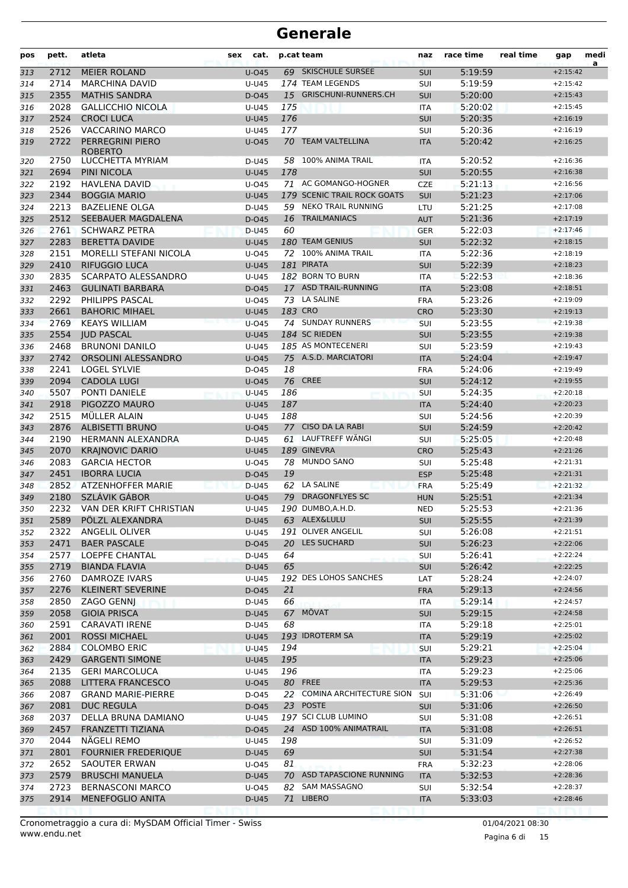# Generale

| pos | pett. | atleta | sex | cat. | p.cat | team | naz | race time | real time | gap | medi a |
|---|---|---|---|---|---|---|---|---|---|---|---|
| 313 | 2712 | MEIER ROLAND | | U-O45 | 69 | SKISCHULE SURSEE | SUI | 5:19:59 | | +2:15:42 | |
| 314 | 2714 | MARCHINA DAVID | | U-U45 | 174 | TEAM LEGENDS | SUI | 5:19:59 | | +2:15:42 | |
| 315 | 2355 | MATHIS SANDRA | | D-O45 | 15 | GRISCHUNI-RUNNERS.CH | SUI | 5:20:00 | | +2:15:43 | |
| 316 | 2028 | GALLICCHIO NICOLA | | U-U45 | 175 | | ITA | 5:20:02 | | +2:15:45 | |
| 317 | 2524 | CROCI LUCA | | U-U45 | 176 | | SUI | 5:20:35 | | +2:16:19 | |
| 318 | 2526 | VACCARINO MARCO | | U-U45 | 177 | | SUI | 5:20:36 | | +2:16:19 | |
| 319 | 2722 | PERREGRINI PIERO ROBERTO | | U-O45 | 70 | TEAM VALTELLINA | ITA | 5:20:42 | | +2:16:25 | |
| 320 | 2750 | LUCCHETTA MYRIAM | | D-U45 | 58 | 100% ANIMA TRAIL | ITA | 5:20:52 | | +2:16:36 | |
| 321 | 2694 | PINI NICOLA | | U-U45 | 178 | | SUI | 5:20:55 | | +2:16:38 | |
| 322 | 2192 | HAVLENA DAVID | | U-O45 | 71 | AC GOMANGO-HOGNER | CZE | 5:21:13 | | +2:16:56 | |
| 323 | 2344 | BOGGIA MARIO | | U-U45 | 179 | SCENIC TRAIL ROCK GOATS | SUI | 5:21:23 | | +2:17:06 | |
| 324 | 2213 | BAZELIENE OLGA | | D-U45 | 59 | NEKO TRAIL RUNNING | LTU | 5:21:25 | | +2:17:08 | |
| 325 | 2512 | SEEBAUER MAGDALENA | | D-O45 | 16 | TRAILMANIACS | AUT | 5:21:36 | | +2:17:19 | |
| 326 | 2761 | SCHWARZ PETRA | | D-U45 | 60 | | GER | 5:22:03 | | +2:17:46 | |
| 327 | 2283 | BERETTA DAVIDE | | U-U45 | 180 | TEAM GENIUS | SUI | 5:22:32 | | +2:18:15 | |
| 328 | 2151 | MORELLI STEFANI NICOLA | | U-O45 | 72 | 100% ANIMA TRAIL | ITA | 5:22:36 | | +2:18:19 | |
| 329 | 2410 | RIFUGGIO LUCA | | U-U45 | 181 | PIRATA | SUI | 5:22:39 | | +2:18:23 | |
| 330 | 2835 | SCARPATO ALESSANDRO | | U-U45 | 182 | BORN TO BURN | ITA | 5:22:53 | | +2:18:36 | |
| 331 | 2463 | GULINATI BARBARA | | D-O45 | 17 | ASD TRAIL-RUNNING | ITA | 5:23:08 | | +2:18:51 | |
| 332 | 2292 | PHILIPPS PASCAL | | U-O45 | 73 | LA SALINE | FRA | 5:23:26 | | +2:19:09 | |
| 333 | 2661 | BAHORIC MIHAEL | | U-U45 | 183 | CRO | CRO | 5:23:30 | | +2:19:13 | |
| 334 | 2769 | KEAYS WILLIAM | | U-O45 | 74 | SUNDAY RUNNERS | SUI | 5:23:55 | | +2:19:38 | |
| 335 | 2554 | JUD PASCAL | | U-U45 | 184 | SC RIEDEN | SUI | 5:23:55 | | +2:19:38 | |
| 336 | 2468 | BRUNONI DANILO | | U-U45 | 185 | AS MONTECENERI | SUI | 5:23:59 | | +2:19:43 | |
| 337 | 2742 | ORSOLINI ALESSANDRO | | U-O45 | 75 | A.S.D. MARCIATORI | ITA | 5:24:04 | | +2:19:47 | |
| 338 | 2241 | LOGEL SYLVIE | | D-O45 | 18 | | FRA | 5:24:06 | | +2:19:49 | |
| 339 | 2094 | CADOLA LUGI | | U-O45 | 76 | CREE | SUI | 5:24:12 | | +2:19:55 | |
| 340 | 5507 | PONTI DANIELE | | U-U45 | 186 | | SUI | 5:24:35 | | +2:20:18 | |
| 341 | 2918 | PIGOZZO MAURO | | U-U45 | 187 | | ITA | 5:24:40 | | +2:20:23 | |
| 342 | 2515 | MÜLLER ALAIN | | U-U45 | 188 | | SUI | 5:24:56 | | +2:20:39 | |
| 343 | 2876 | ALBISETTI BRUNO | | U-O45 | 77 | CISO DA LA RABI | SUI | 5:24:59 | | +2:20:42 | |
| 344 | 2190 | HERMANN ALEXANDRA | | D-U45 | 61 | LAUFTREFF WÄNGI | SUI | 5:25:05 | | +2:20:48 | |
| 345 | 2070 | KRAJNOVIC DARIO | | U-U45 | 189 | GINEVRA | CRO | 5:25:43 | | +2:21:26 | |
| 346 | 2083 | GARCIA HECTOR | | U-O45 | 78 | MUNDO SANO | SUI | 5:25:48 | | +2:21:31 | |
| 347 | 2451 | IBORRA LUCIA | | D-O45 | 19 | | ESP | 5:25:48 | | +2:21:31 | |
| 348 | 2852 | ATZENHOFFER MARIE | | D-U45 | 62 | LA SALINE | FRA | 5:25:49 | | +2:21:32 | |
| 349 | 2180 | SZLÁVIK GÁBOR | | U-O45 | 79 | DRAGONFLYES SC | HUN | 5:25:51 | | +2:21:34 | |
| 350 | 2232 | VAN DER KRIFT CHRISTIAN | | U-U45 | 190 | DUMBO,A.H.D. | NED | 5:25:53 | | +2:21:36 | |
| 351 | 2589 | PÖLZL ALEXANDRA | | D-U45 | 63 | ALEX&LULU | SUI | 5:25:55 | | +2:21:39 | |
| 352 | 2322 | ANGELIL OLIVER | | U-U45 | 191 | OLIVER ANGELIL | SUI | 5:26:08 | | +2:21:51 | |
| 353 | 2471 | BAER PASCALE | | D-O45 | 20 | LES SUCHARD | SUI | 5:26:23 | | +2:22:06 | |
| 354 | 2577 | LOEPFE CHANTAL | | D-U45 | 64 | | SUI | 5:26:41 | | +2:22:24 | |
| 355 | 2719 | BIANDA FLAVIA | | D-U45 | 65 | | SUI | 5:26:42 | | +2:22:25 | |
| 356 | 2760 | DAMROZE IVARS | | U-U45 | 192 | DES LOHOS SANCHES | LAT | 5:28:24 | | +2:24:07 | |
| 357 | 2276 | KLEINERT SEVERINE | | D-O45 | 21 | | FRA | 5:29:13 | | +2:24:56 | |
| 358 | 2850 | ZAGO GENNJ | | D-U45 | 66 | | ITA | 5:29:14 | | +2:24:57 | |
| 359 | 2058 | GIOIA PRISCA | | D-U45 | 67 | MÖVAT | SUI | 5:29:15 | | +2:24:58 | |
| 360 | 2591 | CARAVATI IRENE | | D-U45 | 68 | | ITA | 5:29:18 | | +2:25:01 | |
| 361 | 2001 | ROSSI MICHAEL | | U-U45 | 193 | IDROTERM SA | ITA | 5:29:19 | | +2:25:02 | |
| 362 | 2884 | COLOMBO ERIC | | U-U45 | 194 | | SUI | 5:29:21 | | +2:25:04 | |
| 363 | 2429 | GARGENTI SIMONE | | U-U45 | 195 | | ITA | 5:29:23 | | +2:25:06 | |
| 364 | 2135 | GERI MARCOLUCA | | U-U45 | 196 | | ITA | 5:29:23 | | +2:25:06 | |
| 365 | 2088 | LITTERA FRANCESCO | | U-O45 | 80 | FREE | ITA | 5:29:53 | | +2:25:36 | |
| 366 | 2087 | GRAND MARIE-PIERRE | | D-O45 | 22 | COMINA ARCHITECTURE SION | SUI | 5:31:06 | | +2:26:49 | |
| 367 | 2081 | DUC REGULA | | D-O45 | 23 | POSTE | SUI | 5:31:06 | | +2:26:50 | |
| 368 | 2037 | DELLA BRUNA DAMIANO | | U-U45 | 197 | SCI CLUB LUMINO | SUI | 5:31:08 | | +2:26:51 | |
| 369 | 2457 | FRANZETTI TIZIANA | | D-O45 | 24 | ASD 100% ANIMATRAIL | ITA | 5:31:08 | | +2:26:51 | |
| 370 | 2044 | NÄGELI REMO | | U-U45 | 198 | | SUI | 5:31:09 | | +2:26:52 | |
| 371 | 2801 | FOURNIER FREDERIQUE | | D-U45 | 69 | | SUI | 5:31:54 | | +2:27:38 | |
| 372 | 2652 | SAOUTER ERWAN | | U-O45 | 81 | | FRA | 5:32:23 | | +2:28:06 | |
| 373 | 2579 | BRUSCHI MANUELA | | D-U45 | 70 | ASD TAPASCIONE RUNNING | ITA | 5:32:53 | | +2:28:36 | |
| 374 | 2723 | BERNASCONI MARCO | | U-O45 | 82 | SAM MASSAGNO | SUI | 5:32:54 | | +2:28:37 | |
| 375 | 2914 | MENEFOGLIO ANITA | | D-U45 | 71 | LIBERO | ITA | 5:33:03 | | +2:28:46 | |

Cronometraggio a cura di: MySDAM Official Timer - Swiss
www.endu.net

01/04/2021 08:30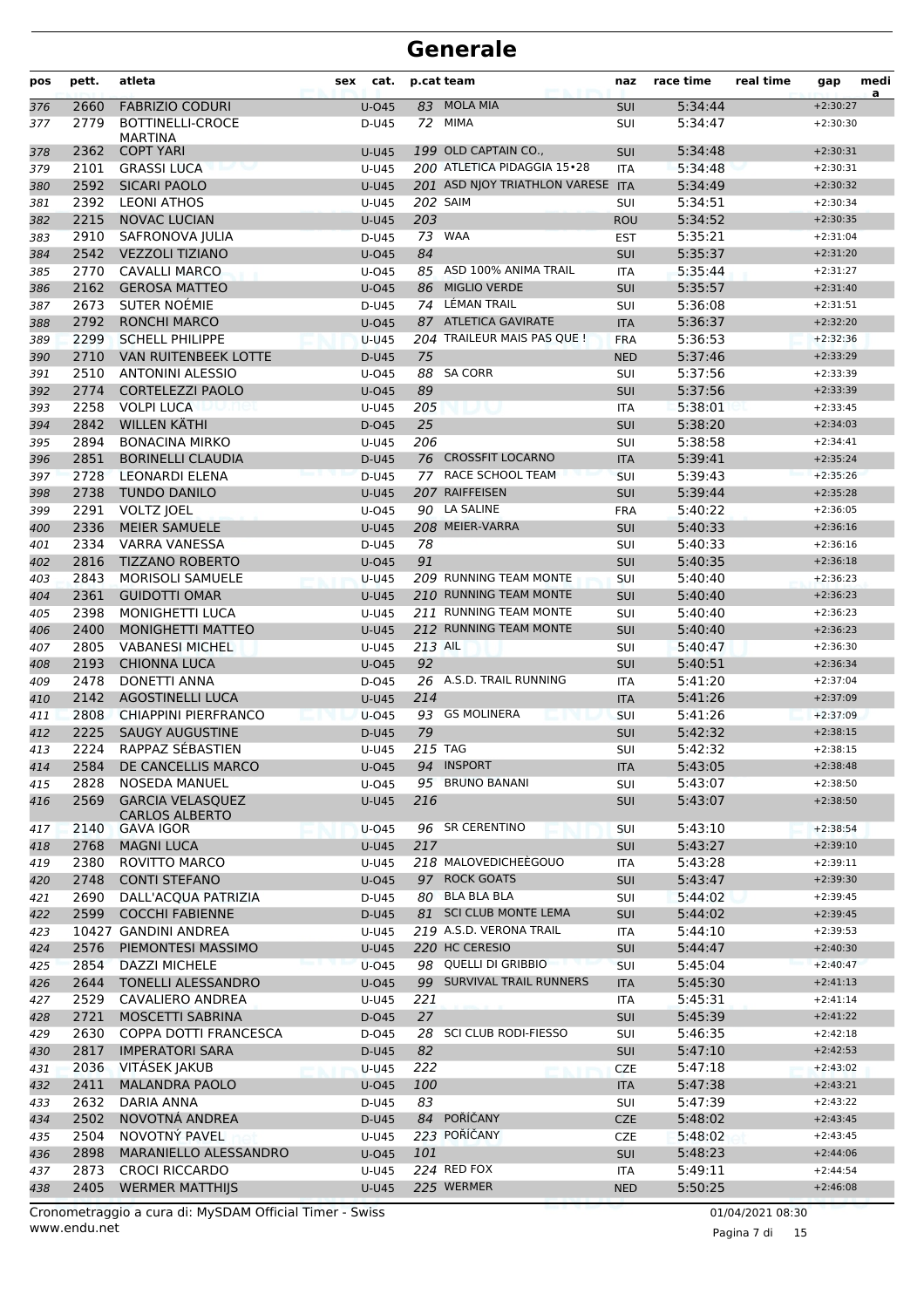# Generale

| pos | pett. | atleta | sex | cat. | p.cat | team | naz | race time | real time | gap | media |
|---|---|---|---|---|---|---|---|---|---|---|---|
| 376 | 2660 | FABRIZIO CODURI | | U-O45 | 83 | MOLA MIA | SUI | 5:34:44 | | +2:30:27 | |
| 377 | 2779 | BOTTINELLI-CROCE MARTINA | | D-U45 | 72 | MIMA | SUI | 5:34:47 | | +2:30:30 | |
| 378 | 2362 | COPT YARI | | U-U45 | 199 | OLD CAPTAIN CO., | SUI | 5:34:48 | | +2:30:31 | |
| 379 | 2101 | GRASSI LUCA | | U-U45 | 200 | ATLETICA PIDAGGIA 15•28 | ITA | 5:34:48 | | +2:30:31 | |
| 380 | 2592 | SICARI PAOLO | | U-U45 | 201 | ASD NJOY TRIATHLON VARESE | ITA | 5:34:49 | | +2:30:32 | |
| 381 | 2392 | LEONI ATHOS | | U-U45 | 202 | SAIM | SUI | 5:34:51 | | +2:30:34 | |
| 382 | 2215 | NOVAC LUCIAN | | U-U45 | 203 | | ROU | 5:34:52 | | +2:30:35 | |
| 383 | 2910 | SAFRONOVA JULIA | | D-U45 | 73 | WAA | EST | 5:35:21 | | +2:31:04 | |
| 384 | 2542 | VEZZOLI TIZIANO | | U-O45 | 84 | | SUI | 5:35:37 | | +2:31:20 | |
| 385 | 2770 | CAVALLI MARCO | | U-O45 | 85 | ASD 100% ANIMA TRAIL | ITA | 5:35:44 | | +2:31:27 | |
| 386 | 2162 | GEROSA MATTEO | | U-O45 | 86 | MIGLIO VERDE | SUI | 5:35:57 | | +2:31:40 | |
| 387 | 2673 | SUTER NOÉMIE | | D-U45 | 74 | LÉMAN TRAIL | SUI | 5:36:08 | | +2:31:51 | |
| 388 | 2792 | RONCHI MARCO | | U-O45 | 87 | ATLETICA GAVIRATE | ITA | 5:36:37 | | +2:32:20 | |
| 389 | 2299 | SCHELL PHILIPPE | | U-U45 | 204 | TRAILEUR MAIS PAS QUE ! | FRA | 5:36:53 | | +2:32:36 | |
| 390 | 2710 | VAN RUITENBEEK LOTTE | | D-U45 | 75 | | NED | 5:37:46 | | +2:33:29 | |
| 391 | 2510 | ANTONINI ALESSIO | | U-O45 | 88 | SA CORR | SUI | 5:37:56 | | +2:33:39 | |
| 392 | 2774 | CORTELEZZI PAOLO | | U-O45 | 89 | | SUI | 5:37:56 | | +2:33:39 | |
| 393 | 2258 | VOLPI LUCA | | U-U45 | 205 | | ITA | 5:38:01 | | +2:33:45 | |
| 394 | 2842 | WILLEN KÄTHI | | D-O45 | 25 | | SUI | 5:38:20 | | +2:34:03 | |
| 395 | 2894 | BONACINA MIRKO | | U-U45 | 206 | | SUI | 5:38:58 | | +2:34:41 | |
| 396 | 2851 | BORINELLI CLAUDIA | | D-U45 | 76 | CROSSFIT LOCARNO | ITA | 5:39:41 | | +2:35:24 | |
| 397 | 2728 | LEONARDI ELENA | | D-U45 | 77 | RACE SCHOOL TEAM | SUI | 5:39:43 | | +2:35:26 | |
| 398 | 2738 | TUNDO DANILO | | U-U45 | 207 | RAIFFEISEN | SUI | 5:39:44 | | +2:35:28 | |
| 399 | 2291 | VOLTZ JOEL | | U-O45 | 90 | LA SALINE | FRA | 5:40:22 | | +2:36:05 | |
| 400 | 2336 | MEIER SAMUELE | | U-U45 | 208 | MEIER-VARRA | SUI | 5:40:33 | | +2:36:16 | |
| 401 | 2334 | VARRA VANESSA | | D-U45 | 78 | | SUI | 5:40:33 | | +2:36:16 | |
| 402 | 2816 | TIZZANO ROBERTO | | U-O45 | 91 | | SUI | 5:40:35 | | +2:36:18 | |
| 403 | 2843 | MORISOLI SAMUELE | | U-U45 | 209 | RUNNING TEAM MONTE | SUI | 5:40:40 | | +2:36:23 | |
| 404 | 2361 | GUIDOTTI OMAR | | U-U45 | 210 | RUNNING TEAM MONTE | SUI | 5:40:40 | | +2:36:23 | |
| 405 | 2398 | MONIGHETTI LUCA | | U-U45 | 211 | RUNNING TEAM MONTE | SUI | 5:40:40 | | +2:36:23 | |
| 406 | 2400 | MONIGHETTI MATTEO | | U-U45 | 212 | RUNNING TEAM MONTE | SUI | 5:40:40 | | +2:36:23 | |
| 407 | 2805 | VABANESI MICHEL | | U-U45 | 213 | AIL | SUI | 5:40:47 | | +2:36:30 | |
| 408 | 2193 | CHIONNA LUCA | | U-O45 | 92 | | SUI | 5:40:51 | | +2:36:34 | |
| 409 | 2478 | DONETTI ANNA | | D-O45 | 26 | A.S.D. TRAIL RUNNING | ITA | 5:41:20 | | +2:37:04 | |
| 410 | 2142 | AGOSTINELLI LUCA | | U-U45 | 214 | | ITA | 5:41:26 | | +2:37:09 | |
| 411 | 2808 | CHIAPPINI PIERFRANCO | | U-O45 | 93 | GS MOLINERA | SUI | 5:41:26 | | +2:37:09 | |
| 412 | 2225 | SAUGY AUGUSTINE | | D-U45 | 79 | | SUI | 5:42:32 | | +2:38:15 | |
| 413 | 2224 | RAPPAZ SÉBASTIEN | | U-U45 | 215 | TAG | SUI | 5:42:32 | | +2:38:15 | |
| 414 | 2584 | DE CANCELLIS MARCO | | U-O45 | 94 | INSPORT | ITA | 5:43:05 | | +2:38:48 | |
| 415 | 2828 | NOSEDA MANUEL | | U-O45 | 95 | BRUNO BANANI | SUI | 5:43:07 | | +2:38:50 | |
| 416 | 2569 | GARCIA VELASQUEZ CARLOS ALBERTO | | U-U45 | 216 | | SUI | 5:43:07 | | +2:38:50 | |
| 417 | 2140 | GAVA IGOR | | U-O45 | 96 | SR CERENTINO | SUI | 5:43:10 | | +2:38:54 | |
| 418 | 2768 | MAGNI LUCA | | U-U45 | 217 | | SUI | 5:43:27 | | +2:39:10 | |
| 419 | 2380 | ROVITTO MARCO | | U-U45 | 218 | MALOVEDICHEÈGOUO | ITA | 5:43:28 | | +2:39:11 | |
| 420 | 2748 | CONTI STEFANO | | U-O45 | 97 | ROCK GOATS | SUI | 5:43:47 | | +2:39:30 | |
| 421 | 2690 | DALL'ACQUA PATRIZIA | | D-U45 | 80 | BLA BLA BLA | SUI | 5:44:02 | | +2:39:45 | |
| 422 | 2599 | COCCHI FABIENNE | | D-U45 | 81 | SCI CLUB MONTE LEMA | SUI | 5:44:02 | | +2:39:45 | |
| 423 | 10427 | GANDINI ANDREA | | U-U45 | 219 | A.S.D. VERONA TRAIL | ITA | 5:44:10 | | +2:39:53 | |
| 424 | 2576 | PIEMONTESI MASSIMO | | U-U45 | 220 | HC CERESIO | SUI | 5:44:47 | | +2:40:30 | |
| 425 | 2854 | DAZZI MICHELE | | U-O45 | 98 | QUELLI DI GRIBBIO | SUI | 5:45:04 | | +2:40:47 | |
| 426 | 2644 | TONELLI ALESSANDRO | | U-O45 | 99 | SURVIVAL TRAIL RUNNERS | ITA | 5:45:30 | | +2:41:13 | |
| 427 | 2529 | CAVALIERO ANDREA | | U-U45 | 221 | | ITA | 5:45:31 | | +2:41:14 | |
| 428 | 2721 | MOSCETTI SABRINA | | D-O45 | 27 | | SUI | 5:45:39 | | +2:41:22 | |
| 429 | 2630 | COPPA DOTTI FRANCESCA | | D-O45 | 28 | SCI CLUB RODI-FIESSO | SUI | 5:46:35 | | +2:42:18 | |
| 430 | 2817 | IMPERATORI SARA | | D-U45 | 82 | | SUI | 5:47:10 | | +2:42:53 | |
| 431 | 2036 | VITÁSEK JAKUB | | U-U45 | 222 | | CZE | 5:47:18 | | +2:43:02 | |
| 432 | 2411 | MALANDRA PAOLO | | U-O45 | 100 | | ITA | 5:47:38 | | +2:43:21 | |
| 433 | 2632 | DARIA ANNA | | D-U45 | 83 | | SUI | 5:47:39 | | +2:43:22 | |
| 434 | 2502 | NOVOTNÁ ANDREA | | D-U45 | 84 | POŘÍČANY | CZE | 5:48:02 | | +2:43:45 | |
| 435 | 2504 | NOVOTNÝ PAVEL | | U-U45 | 223 | POŘÍČANY | CZE | 5:48:02 | | +2:43:45 | |
| 436 | 2898 | MARANIELLO ALESSANDRO | | U-O45 | 101 | | SUI | 5:48:23 | | +2:44:06 | |
| 437 | 2873 | CROCI RICCARDO | | U-U45 | 224 | RED FOX | ITA | 5:49:11 | | +2:44:54 | |
| 438 | 2405 | WERMER MATTHIJS | | U-U45 | 225 | WERMER | NED | 5:50:25 | | +2:46:08 | |

Cronometraggio a cura di: MySDAM Official Timer - Swiss
www.endu.net

01/04/2021 08:30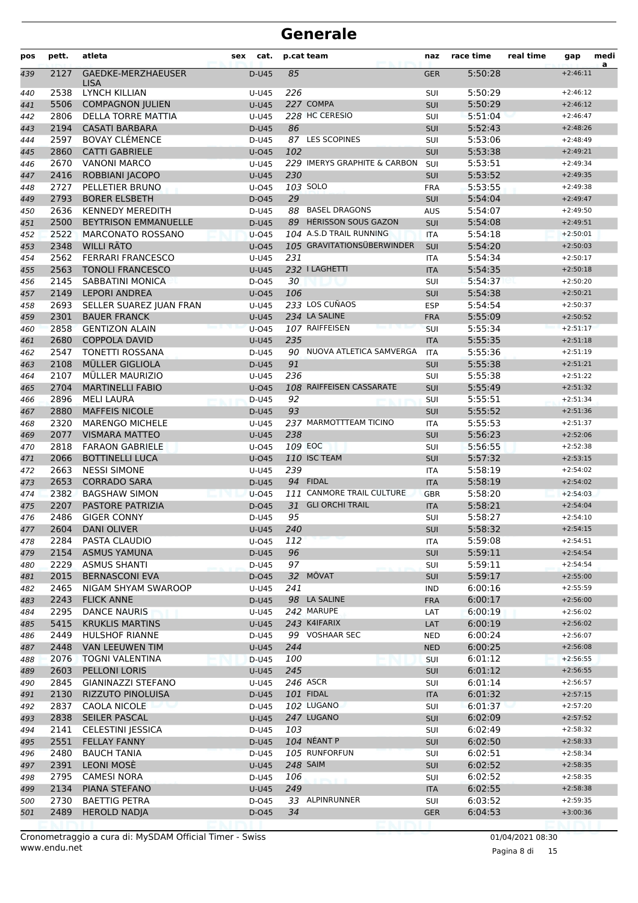# Generale

| pos | pett. | atleta | sex | cat. | p.cat | team | naz | race time | real time | gap | media |
|---|---|---|---|---|---|---|---|---|---|---|---|
| 439 | 2127 | GAEDKE-MERZHAEUSER LISA | | D-U45 | 85 | | GER | 5:50:28 | | +2:46:11 | |
| 440 | 2538 | LYNCH KILLIAN | | U-U45 | 226 | | SUI | 5:50:29 | | +2:46:12 | |
| 441 | 5506 | COMPAGNON JULIEN | | U-U45 | 227 | COMPA | SUI | 5:50:29 | | +2:46:12 | |
| 442 | 2806 | DELLA TORRE MATTIA | | U-U45 | 228 | HC CERESIO | SUI | 5:51:04 | | +2:46:47 | |
| 443 | 2194 | CASATI BARBARA | | D-U45 | 86 | | SUI | 5:52:43 | | +2:48:26 | |
| 444 | 2597 | BOVAY CLÉMENCE | | D-U45 | 87 | LES SCOPINES | SUI | 5:53:06 | | +2:48:49 | |
| 445 | 2860 | CATTI GABRIELE | | U-O45 | 102 | | SUI | 5:53:38 | | +2:49:21 | |
| 446 | 2670 | VANONI MARCO | | U-U45 | 229 | IMERYS GRAPHITE & CARBON | SUI | 5:53:51 | | +2:49:34 | |
| 447 | 2416 | ROBBIANI JACOPO | | U-U45 | 230 | | SUI | 5:53:52 | | +2:49:35 | |
| 448 | 2727 | PELLETIER BRUNO | | U-O45 | 103 | SOLO | FRA | 5:53:55 | | +2:49:38 | |
| 449 | 2793 | BORER ELSBETH | | D-O45 | 29 | | SUI | 5:54:04 | | +2:49:47 | |
| 450 | 2636 | KENNEDY MEREDITH | | D-U45 | 88 | BASEL DRAGONS | AUS | 5:54:07 | | +2:49:50 | |
| 451 | 2500 | BEYTRISON EMMANUELLE | | D-U45 | 89 | HÉRISSON SOUS GAZON | SUI | 5:54:08 | | +2:49:51 | |
| 452 | 2522 | MARCONATO ROSSANO | | U-O45 | 104 | A.S.D TRAIL RUNNING | ITA | 5:54:18 | | +2:50:01 | |
| 453 | 2348 | WILLI RÄTO | | U-O45 | 105 | GRAVITATIONSÜBERWINDER | SUI | 5:54:20 | | +2:50:03 | |
| 454 | 2562 | FERRARI FRANCESCO | | U-U45 | 231 | | ITA | 5:54:34 | | +2:50:17 | |
| 455 | 2563 | TONOLI FRANCESCO | | U-U45 | 232 | I LAGHETTI | ITA | 5:54:35 | | +2:50:18 | |
| 456 | 2145 | SABBATINI MONICA | | D-O45 | 30 | | SUI | 5:54:37 | | +2:50:20 | |
| 457 | 2149 | LEPORI ANDREA | | U-O45 | 106 | | SUI | 5:54:38 | | +2:50:21 | |
| 458 | 2693 | SELLER SUAREZ JUAN FRAN | | U-U45 | 233 | LOS CUÑAOS | ESP | 5:54:54 | | +2:50:37 | |
| 459 | 2301 | BAUER FRANCK | | U-U45 | 234 | LA SALINE | FRA | 5:55:09 | | +2:50:52 | |
| 460 | 2858 | GENTIZON ALAIN | | U-O45 | 107 | RAIFFEISEN | SUI | 5:55:34 | | +2:51:17 | |
| 461 | 2680 | COPPOLA DAVID | | U-U45 | 235 | | ITA | 5:55:35 | | +2:51:18 | |
| 462 | 2547 | TONETTI ROSSANA | | D-U45 | 90 | NUOVA ATLETICA SAMVERGA | ITA | 5:55:36 | | +2:51:19 | |
| 463 | 2108 | MÜLLER GIGLIOLA | | D-U45 | 91 | | SUI | 5:55:38 | | +2:51:21 | |
| 464 | 2107 | MÜLLER MAURIZIO | | U-U45 | 236 | | SUI | 5:55:38 | | +2:51:22 | |
| 465 | 2704 | MARTINELLI FABIO | | U-O45 | 108 | RAIFFEISEN CASSARATE | SUI | 5:55:49 | | +2:51:32 | |
| 466 | 2896 | MELI LAURA | | D-U45 | 92 | | SUI | 5:55:51 | | +2:51:34 | |
| 467 | 2880 | MAFFEIS NICOLE | | D-U45 | 93 | | SUI | 5:55:52 | | +2:51:36 | |
| 468 | 2320 | MARENGO MICHELE | | U-U45 | 237 | MARMOTTTEAM TICINO | ITA | 5:55:53 | | +2:51:37 | |
| 469 | 2077 | VISMARA MATTEO | | U-U45 | 238 | | SUI | 5:56:23 | | +2:52:06 | |
| 470 | 2818 | FARAON GABRIELE | | U-O45 | 109 | EOC | SUI | 5:56:55 | | +2:52:38 | |
| 471 | 2066 | BOTTINELLI LUCA | | U-O45 | 110 | ISC TEAM | SUI | 5:57:32 | | +2:53:15 | |
| 472 | 2663 | NESSI SIMONE | | U-U45 | 239 | | ITA | 5:58:19 | | +2:54:02 | |
| 473 | 2653 | CORRADO SARA | | D-U45 | 94 | FIDAL | ITA | 5:58:19 | | +2:54:02 | |
| 474 | 2382 | BAGSHAW SIMON | | U-O45 | 111 | CANMORE TRAIL CULTURE | GBR | 5:58:20 | | +2:54:03 | |
| 475 | 2207 | PASTORE PATRIZIA | | D-O45 | 31 | GLI ORCHI TRAIL | ITA | 5:58:21 | | +2:54:04 | |
| 476 | 2486 | GIGER CONNY | | D-U45 | 95 | | SUI | 5:58:27 | | +2:54:10 | |
| 477 | 2604 | DANI OLIVER | | U-U45 | 240 | | SUI | 5:58:32 | | +2:54:15 | |
| 478 | 2284 | PASTA CLAUDIO | | U-O45 | 112 | | ITA | 5:59:08 | | +2:54:51 | |
| 479 | 2154 | ASMUS YAMUNA | | D-U45 | 96 | | SUI | 5:59:11 | | +2:54:54 | |
| 480 | 2229 | ASMUS SHANTI | | D-U45 | 97 | | SUI | 5:59:11 | | +2:54:54 | |
| 481 | 2015 | BERNASCONI EVA | | D-O45 | 32 | MÖVAT | SUI | 5:59:17 | | +2:55:00 | |
| 482 | 2465 | NIGAM SHYAM SWAROOP | | U-U45 | 241 | | IND | 6:00:16 | | +2:55:59 | |
| 483 | 2243 | FLICK ANNE | | D-U45 | 98 | LA SALINE | FRA | 6:00:17 | | +2:56:00 | |
| 484 | 2295 | DANCE NAURIS | | U-U45 | 242 | MARUPE | LAT | 6:00:19 | | +2:56:02 | |
| 485 | 5415 | KRUKLIS MARTINS | | U-U45 | 243 | K4IFARIX | LAT | 6:00:19 | | +2:56:02 | |
| 486 | 2449 | HULSHOF RIANNE | | D-U45 | 99 | VOSHAAR SEC | NED | 6:00:24 | | +2:56:07 | |
| 487 | 2448 | VAN LEEUWEN TIM | | U-U45 | 244 | | NED | 6:00:25 | | +2:56:08 | |
| 488 | 2076 | TOGNI VALENTINA | | D-U45 | 100 | | SUI | 6:01:12 | | +2:56:55 | |
| 489 | 2603 | PELLONI LORIS | | U-U45 | 245 | | SUI | 6:01:12 | | +2:56:55 | |
| 490 | 2845 | GIANINAZZI STEFANO | | U-U45 | 246 | ASCR | SUI | 6:01:14 | | +2:56:57 | |
| 491 | 2130 | RIZZUTO PINOLUISA | | D-U45 | 101 | FIDAL | ITA | 6:01:32 | | +2:57:15 | |
| 492 | 2837 | CAOLA NICOLE | | D-U45 | 102 | LUGANO | SUI | 6:01:37 | | +2:57:20 | |
| 493 | 2838 | SEILER PASCAL | | U-U45 | 247 | LUGANO | SUI | 6:02:09 | | +2:57:52 | |
| 494 | 2141 | CELESTINI JESSICA | | D-U45 | 103 | | SUI | 6:02:49 | | +2:58:32 | |
| 495 | 2551 | FELLAY FANNY | | D-U45 | 104 | NÉANT P | SUI | 6:02:50 | | +2:58:33 | |
| 496 | 2480 | BAUCH TANIA | | D-U45 | 105 | RUNFORFUN | SUI | 6:02:51 | | +2:58:34 | |
| 497 | 2391 | LEONI MOSÈ | | U-U45 | 248 | SAIM | SUI | 6:02:52 | | +2:58:35 | |
| 498 | 2795 | CAMESI NORA | | D-U45 | 106 | | SUI | 6:02:52 | | +2:58:35 | |
| 499 | 2134 | PIANA STEFANO | | U-U45 | 249 | | ITA | 6:02:55 | | +2:58:38 | |
| 500 | 2730 | BAETTIG PETRA | | D-O45 | 33 | ALPINRUNNER | SUI | 6:03:52 | | +2:59:35 | |
| 501 | 2489 | HEROLD NADJA | | D-O45 | 34 | | GER | 6:04:53 | | +3:00:36 | |

Cronometraggio a cura di: MySDAM Official Timer - Swiss
www.endu.net

01/04/2021 08:30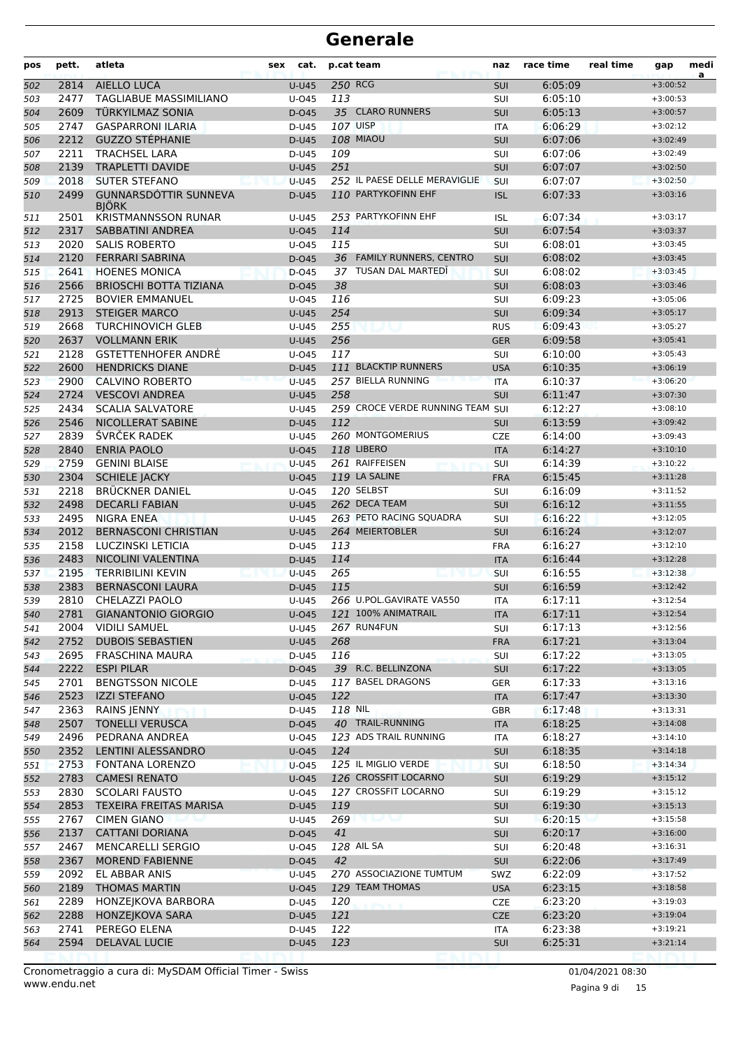# Generale

| pos | pett. | atleta | sex | cat. | p.cat | team | naz | race time | real time | gap | media |
|---|---|---|---|---|---|---|---|---|---|---|---|
| 502 | 2814 | AIELLO LUCA | | U-U45 | 250 | RCG | SUI | 6:05:09 | | +3:00:52 | |
| 503 | 2477 | TAGLIABUE MASSIMILIANO | | U-O45 | 113 | | SUI | 6:05:10 | | +3:00:53 | |
| 504 | 2609 | TÜRKYILMAZ SONIA | | D-O45 | 35 | CLARO RUNNERS | SUI | 6:05:13 | | +3:00:57 | |
| 505 | 2747 | GASPARRONI ILARIA | | D-U45 | 107 | UISP | ITA | 6:06:29 | | +3:02:12 | |
| 506 | 2212 | GUZZO STÉPHANIE | | D-U45 | 108 | MIAOU | SUI | 6:07:06 | | +3:02:49 | |
| 507 | 2211 | TRACHSEL LARA | | D-U45 | 109 | | SUI | 6:07:06 | | +3:02:49 | |
| 508 | 2139 | TRAPLETTI DAVIDE | | U-U45 | 251 | | SUI | 6:07:07 | | +3:02:50 | |
| 509 | 2018 | SUTER STEFANO | | U-U45 | 252 | IL PAESE DELLE MERAVIGLIE | SUI | 6:07:07 | | +3:02:50 | |
| 510 | 2499 | GUNNARSDÓTTIR SUNNEVA BJÖRK | | D-U45 | 110 | PARTYKOFINN EHF | ISL | 6:07:33 | | +3:03:16 | |
| 511 | 2501 | KRISTMANNSSON RUNAR | | U-U45 | 253 | PARTYKOFINN EHF | ISL | 6:07:34 | | +3:03:17 | |
| 512 | 2317 | SABBATINI ANDREA | | U-O45 | 114 | | SUI | 6:07:54 | | +3:03:37 | |
| 513 | 2020 | SALIS ROBERTO | | U-O45 | 115 | | SUI | 6:08:01 | | +3:03:45 | |
| 514 | 2120 | FERRARI SABRINA | | D-O45 | 36 | FAMILY RUNNERS, CENTRO | SUI | 6:08:02 | | +3:03:45 | |
| 515 | 2641 | HOENES MONICA | | D-O45 | 37 | TUSAN DAL MARTEDÌ | SUI | 6:08:02 | | +3:03:45 | |
| 516 | 2566 | BRIOSCHI BOTTA TIZIANA | | D-O45 | 38 | | SUI | 6:08:03 | | +3:03:46 | |
| 517 | 2725 | BOVIER EMMANUEL | | U-O45 | 116 | | SUI | 6:09:23 | | +3:05:06 | |
| 518 | 2913 | STEIGER MARCO | | U-U45 | 254 | | SUI | 6:09:34 | | +3:05:17 | |
| 519 | 2668 | TURCHINOVICH GLEB | | U-U45 | 255 | | RUS | 6:09:43 | | +3:05:27 | |
| 520 | 2637 | VOLLMANN ERIK | | U-U45 | 256 | | GER | 6:09:58 | | +3:05:41 | |
| 521 | 2128 | GSTETTENHOFER ANDRÉ | | U-O45 | 117 | | SUI | 6:10:00 | | +3:05:43 | |
| 522 | 2600 | HENDRICKS DIANE | | D-U45 | 111 | BLACKTIP RUNNERS | USA | 6:10:35 | | +3:06:19 | |
| 523 | 2900 | CALVINO ROBERTO | | U-U45 | 257 | BIELLA RUNNING | ITA | 6:10:37 | | +3:06:20 | |
| 524 | 2724 | VESCOVI ANDREA | | U-U45 | 258 | | SUI | 6:11:47 | | +3:07:30 | |
| 525 | 2434 | SCALIA SALVATORE | | U-U45 | 259 | CROCE VERDE RUNNING TEAM | SUI | 6:12:27 | | +3:08:10 | |
| 526 | 2546 | NICOLLERAT SABINE | | D-U45 | 112 | | SUI | 6:13:59 | | +3:09:42 | |
| 527 | 2839 | ŠVRČEK RADEK | | U-U45 | 260 | MONTGOMERIUS | CZE | 6:14:00 | | +3:09:43 | |
| 528 | 2840 | ENRIA PAOLO | | U-O45 | 118 | LIBERO | ITA | 6:14:27 | | +3:10:10 | |
| 529 | 2759 | GENINI BLAISE | | U-U45 | 261 | RAIFFEISEN | SUI | 6:14:39 | | +3:10:22 | |
| 530 | 2304 | SCHIELE JACKY | | U-O45 | 119 | LA SALINE | FRA | 6:15:45 | | +3:11:28 | |
| 531 | 2218 | BRÜCKNER DANIEL | | U-O45 | 120 | SELBST | SUI | 6:16:09 | | +3:11:52 | |
| 532 | 2498 | DECARLI FABIAN | | U-U45 | 262 | DECA TEAM | SUI | 6:16:12 | | +3:11:55 | |
| 533 | 2495 | NIGRA ENEA | | U-U45 | 263 | PETO RACING SQUADRA | SUI | 6:16:22 | | +3:12:05 | |
| 534 | 2012 | BERNASCONI CHRISTIAN | | U-U45 | 264 | MEIERTOBLER | SUI | 6:16:24 | | +3:12:07 | |
| 535 | 2158 | LUCZINSKI LETICIA | | D-U45 | 113 | | FRA | 6:16:27 | | +3:12:10 | |
| 536 | 2483 | NICOLINI VALENTINA | | D-U45 | 114 | | ITA | 6:16:44 | | +3:12:28 | |
| 537 | 2195 | TERRIBILINI KEVIN | | U-U45 | 265 | | SUI | 6:16:55 | | +3:12:38 | |
| 538 | 2383 | BERNASCONI LAURA | | D-U45 | 115 | | SUI | 6:16:59 | | +3:12:42 | |
| 539 | 2810 | CHELAZZI PAOLO | | U-U45 | 266 | U.POL.GAVIRATE VA550 | ITA | 6:17:11 | | +3:12:54 | |
| 540 | 2781 | GIANANTONIO GIORGIO | | U-O45 | 121 | 100% ANIMATRAIL | ITA | 6:17:11 | | +3:12:54 | |
| 541 | 2004 | VIDILI SAMUEL | | U-U45 | 267 | RUN4FUN | SUI | 6:17:13 | | +3:12:56 | |
| 542 | 2752 | DUBOIS SEBASTIEN | | U-U45 | 268 | | FRA | 6:17:21 | | +3:13:04 | |
| 543 | 2695 | FRASCHINA MAURA | | D-U45 | 116 | | SUI | 6:17:22 | | +3:13:05 | |
| 544 | 2222 | ESPI PILAR | | D-O45 | 39 | R.C. BELLINZONA | SUI | 6:17:22 | | +3:13:05 | |
| 545 | 2701 | BENGTSSON NICOLE | | D-U45 | 117 | BASEL DRAGONS | GER | 6:17:33 | | +3:13:16 | |
| 546 | 2523 | IZZI STEFANO | | U-O45 | 122 | | ITA | 6:17:47 | | +3:13:30 | |
| 547 | 2363 | RAINS JENNY | | D-U45 | 118 | NIL | GBR | 6:17:48 | | +3:13:31 | |
| 548 | 2507 | TONELLI VERUSCA | | D-O45 | 40 | TRAIL-RUNNING | ITA | 6:18:25 | | +3:14:08 | |
| 549 | 2496 | PEDRANA ANDREA | | U-O45 | 123 | ADS TRAIL RUNNING | ITA | 6:18:27 | | +3:14:10 | |
| 550 | 2352 | LENTINI ALESSANDRO | | U-O45 | 124 | | SUI | 6:18:35 | | +3:14:18 | |
| 551 | 2753 | FONTANA LORENZO | | U-O45 | 125 | IL MIGLIO VERDE | SUI | 6:18:50 | | +3:14:34 | |
| 552 | 2783 | CAMESI RENATO | | U-O45 | 126 | CROSSFIT LOCARNO | SUI | 6:19:29 | | +3:15:12 | |
| 553 | 2830 | SCOLARI FAUSTO | | U-O45 | 127 | CROSSFIT LOCARNO | SUI | 6:19:29 | | +3:15:12 | |
| 554 | 2853 | TEXEIRA FREITAS MARISA | | D-U45 | 119 | | SUI | 6:19:30 | | +3:15:13 | |
| 555 | 2767 | CIMEN GIANO | | U-U45 | 269 | | SUI | 6:20:15 | | +3:15:58 | |
| 556 | 2137 | CATTANI DORIANA | | D-O45 | 41 | | SUI | 6:20:17 | | +3:16:00 | |
| 557 | 2467 | MENCARELLI SERGIO | | U-O45 | 128 | AIL SA | SUI | 6:20:48 | | +3:16:31 | |
| 558 | 2367 | MOREND FABIENNE | | D-O45 | 42 | | SUI | 6:22:06 | | +3:17:49 | |
| 559 | 2092 | EL ABBAR ANIS | | U-U45 | 270 | ASSOCIAZIONE TUMTUM | SWZ | 6:22:09 | | +3:17:52 | |
| 560 | 2189 | THOMAS MARTIN | | U-O45 | 129 | TEAM THOMAS | USA | 6:23:15 | | +3:18:58 | |
| 561 | 2289 | HONZEJKOVA BARBORA | | D-U45 | 120 | | CZE | 6:23:20 | | +3:19:03 | |
| 562 | 2288 | HONZEJKOVA SARA | | D-U45 | 121 | | CZE | 6:23:20 | | +3:19:04 | |
| 563 | 2741 | PEREGO ELENA | | D-U45 | 122 | | ITA | 6:23:38 | | +3:19:21 | |
| 564 | 2594 | DELAVAL LUCIE | | D-U45 | 123 | | SUI | 6:25:31 | | +3:21:14 | |

Cronometraggio a cura di: MySDAM Official Timer - Swiss
www.endu.net

01/04/2021 08:30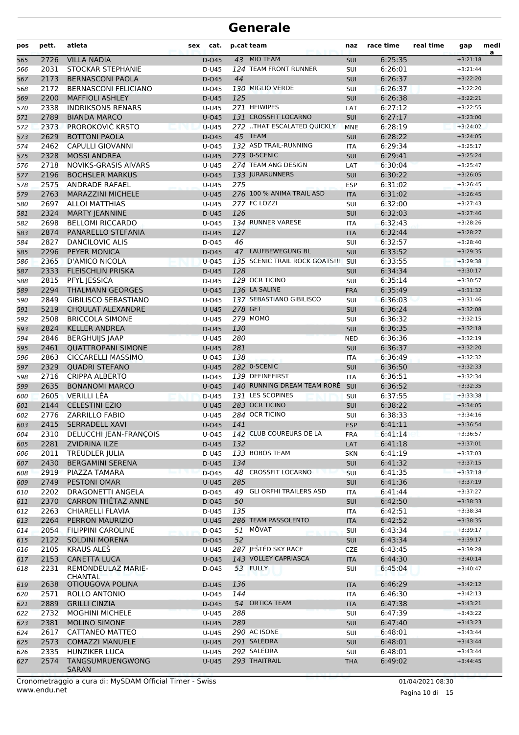# Generale

| pos | pett. | atleta | sex | cat. | p.cat | team | naz | race time | real time | gap | media |
|---|---|---|---|---|---|---|---|---|---|---|---|
| 565 | 2726 | VILLA NADIA | | D-O45 | 43 | MIO TEAM | SUI | 6:25:35 | | +3:21:18 | |
| 566 | 2031 | STOCKAR STEPHANIE | | D-U45 | 124 | TEAM FRONT RUNNER | SUI | 6:26:01 | | +3:21:44 | |
| 567 | 2173 | BERNASCONI PAOLA | | D-O45 | 44 | | SUI | 6:26:37 | | +3:22:20 | |
| 568 | 2172 | BERNASCONI FELICIANO | | U-O45 | 130 | MIGLIO VERDE | SUI | 6:26:37 | | +3:22:20 | |
| 569 | 2200 | MAFFIOLI ASHLEY | | D-U45 | 125 | | SUI | 6:26:38 | | +3:22:21 | |
| 570 | 2338 | INDRIKSONS RENARS | | U-U45 | 271 | HEIWIPES | LAT | 6:27:12 | | +3:22:55 | |
| 571 | 2789 | BIANDA MARCO | | U-O45 | 131 | CROSSFIT LOCARNO | SUI | 6:27:17 | | +3:23:00 | |
| 572 | 2373 | PROROKOVIĆ KRSTO | | U-U45 | 272 | ..THAT ESCALATED QUICKLY | MNE | 6:28:19 | | +3:24:02 | |
| 573 | 2629 | BOTTONI PAOLA | | D-O45 | 45 | TEAM | SUI | 6:28:22 | | +3:24:05 | |
| 574 | 2462 | CAPULLI GIOVANNI | | U-O45 | 132 | ASD TRAIL-RUNNING | ITA | 6:29:34 | | +3:25:17 | |
| 575 | 2328 | MOSSI ANDREA | | U-U45 | 273 | 0-SCENIC | SUI | 6:29:41 | | +3:25:24 | |
| 576 | 2718 | NOVIKS-GRASIS AIVARS | | U-U45 | 274 | TEAM ANG DESIGN | LAT | 6:30:04 | | +3:25:47 | |
| 577 | 2196 | BOCHSLER MARKUS | | U-O45 | 133 | JURARUNNERS | SUI | 6:30:22 | | +3:26:05 | |
| 578 | 2575 | ANDRADE RAFAEL | | U-U45 | 275 | | ESP | 6:31:02 | | +3:26:45 | |
| 579 | 2763 | MARAZZINI MICHELE | | U-U45 | 276 | 100 % ANIMA TRAIL ASD | ITA | 6:31:02 | | +3:26:45 | |
| 580 | 2697 | ALLOI MATTHIAS | | U-U45 | 277 | FC LOZZI | SUI | 6:32:00 | | +3:27:43 | |
| 581 | 2324 | MARTY JEANNINE | | D-U45 | 126 | | SUI | 6:32:03 | | +3:27:46 | |
| 582 | 2698 | BELLOMI RICCARDO | | U-O45 | 134 | RUNNER VARESE | ITA | 6:32:43 | | +3:28:26 | |
| 583 | 2874 | PANARELLO STEFANIA | | D-U45 | 127 | | ITA | 6:32:44 | | +3:28:27 | |
| 584 | 2827 | DANCILOVIC ALIS | | D-O45 | 46 | | SUI | 6:32:57 | | +3:28:40 | |
| 585 | 2296 | PEYER MONICA | | D-O45 | 47 | LAUFBEWEGUNG BL | SUI | 6:33:52 | | +3:29:35 | |
| 586 | 2365 | D'AMICO NICOLA | | U-O45 | 135 | SCENIC TRAIL ROCK GOATS!!! | SUI | 6:33:55 | | +3:29:38 | |
| 587 | 2333 | FLEISCHLIN PRISKA | | D-U45 | 128 | | SUI | 6:34:34 | | +3:30:17 | |
| 588 | 2815 | PFYL JESSICA | | D-U45 | 129 | OCR TICINO | SUI | 6:35:14 | | +3:30:57 | |
| 589 | 2294 | THALMANN GEORGES | | U-O45 | 136 | LA SALINE | FRA | 6:35:49 | | +3:31:32 | |
| 590 | 2849 | GIBILISCO SEBASTIANO | | U-O45 | 137 | SEBASTIANO GIBILISCO | SUI | 6:36:03 | | +3:31:46 | |
| 591 | 5219 | CHOULAT ALEXANDRE | | U-U45 | 278 | GFT | SUI | 6:36:24 | | +3:32:08 | |
| 592 | 2508 | BRICCOLA SIMONE | | U-U45 | 279 | MOMÒ | SUI | 6:36:32 | | +3:32:15 | |
| 593 | 2824 | KELLER ANDREA | | D-U45 | 130 | | SUI | 6:36:35 | | +3:32:18 | |
| 594 | 2846 | BERGHUIJS JAAP | | U-U45 | 280 | | NED | 6:36:36 | | +3:32:19 | |
| 595 | 2461 | QUATTROPANI SIMONE | | U-U45 | 281 | | SUI | 6:36:37 | | +3:32:20 | |
| 596 | 2863 | CICCARELLI MASSIMO | | U-O45 | 138 | | ITA | 6:36:49 | | +3:32:32 | |
| 597 | 2329 | QUADRI STEFANO | | U-U45 | 282 | 0-SCENIC | SUI | 6:36:50 | | +3:32:33 | |
| 598 | 2716 | CRIPPA ALBERTO | | U-O45 | 139 | DEFINEFIRST | ITA | 6:36:51 | | +3:32:34 | |
| 599 | 2635 | BONANOMI MARCO | | U-O45 | 140 | RUNNING DREAM TEAM RORÈ | SUI | 6:36:52 | | +3:32:35 | |
| 600 | 2605 | VERILLI LÉA | | D-U45 | 131 | LES SCOPINES | SUI | 6:37:55 | | +3:33:38 | |
| 601 | 2144 | CELESTINI EZIO | | U-U45 | 283 | OCR TICINO | SUI | 6:38:22 | | +3:34:05 | |
| 602 | 2776 | ZARRILLO FABIO | | U-U45 | 284 | OCR TICINO | SUI | 6:38:33 | | +3:34:16 | |
| 603 | 2415 | SERRADELL XAVI | | U-O45 | 141 | | ESP | 6:41:11 | | +3:36:54 | |
| 604 | 2310 | DELUCCHI JEAN-FRANÇOIS | | U-O45 | 142 | CLUB COUREURS DE LA | FRA | 6:41:14 | | +3:36:57 | |
| 605 | 2281 | ZVIDRINA ILZE | | D-U45 | 132 | | LAT | 6:41:18 | | +3:37:01 | |
| 606 | 2011 | TREUDLER JULIA | | D-U45 | 133 | BOBOS TEAM | SKN | 6:41:19 | | +3:37:03 | |
| 607 | 2430 | BERGAMINI SERENA | | D-U45 | 134 | | SUI | 6:41:32 | | +3:37:15 | |
| 608 | 2919 | PIAZZA TAMARA | | D-O45 | 48 | CROSSFIT LOCARNO | SUI | 6:41:35 | | +3:37:18 | |
| 609 | 2749 | PESTONI OMAR | | U-U45 | 285 | | SUI | 6:41:36 | | +3:37:19 | |
| 610 | 2202 | DRAGONETTI ANGELA | | D-O45 | 49 | GLI ORFHI TRAILERS ASD | ITA | 6:41:44 | | +3:37:27 | |
| 611 | 2370 | CARRON THÊTAZ ANNE | | D-O45 | 50 | | SUI | 6:42:50 | | +3:38:33 | |
| 612 | 2263 | CHIARELLI FLAVIA | | D-U45 | 135 | | ITA | 6:42:51 | | +3:38:34 | |
| 613 | 2264 | PERRON MAURIZIO | | U-U45 | 286 | TEAM PASSOLENTO | ITA | 6:42:52 | | +3:38:35 | |
| 614 | 2054 | FILIPPINI CAROLINE | | D-O45 | 51 | MÖVAT | SUI | 6:43:34 | | +3:39:17 | |
| 615 | 2122 | SOLDINI MORENA | | D-O45 | 52 | | SUI | 6:43:34 | | +3:39:17 | |
| 616 | 2105 | KRAUS ALEŠ | | U-U45 | 287 | JEŠTĚD SKY RACE | CZE | 6:43:45 | | +3:39:28 | |
| 617 | 2153 | CANETTA LUCA | | U-O45 | 143 | VOLLEY CAPRIASCA | ITA | 6:44:30 | | +3:40:14 | |
| 618 | 2231 | REMONDEULAZ MARIE-CHANTAL | | D-O45 | 53 | FULLY | SUI | 6:45:04 | | +3:40:47 | |
| 619 | 2638 | OTIOUGOVA POLINA | | D-U45 | 136 | | ITA | 6:46:29 | | +3:42:12 | |
| 620 | 2571 | ROLLO ANTONIO | | U-O45 | 144 | | ITA | 6:46:30 | | +3:42:13 | |
| 621 | 2889 | GRILLI CINZIA | | D-O45 | 54 | ORTICA TEAM | ITA | 6:47:38 | | +3:43:21 | |
| 622 | 2732 | MOGHINI MICHELE | | U-U45 | 288 | | SUI | 6:47:39 | | +3:43:22 | |
| 623 | 2381 | MOLINO SIMONE | | U-U45 | 289 | | SUI | 6:47:40 | | +3:43:23 | |
| 624 | 2617 | CATTANEO MATTEO | | U-U45 | 290 | AC ISONE | SUI | 6:48:01 | | +3:43:44 | |
| 625 | 2573 | COMAZZI MANUELE | | U-U45 | 291 | SALÉDRA | SUI | 6:48:01 | | +3:43:44 | |
| 626 | 2335 | HUNZIKER LUCA | | U-U45 | 292 | SALÉDRA | SUI | 6:48:01 | | +3:43:44 | |
| 627 | 2574 | TANGSUMRUENGWONG SARAN | | U-U45 | 293 | THAITRAIL | THA | 6:49:02 | | +3:44:45 | |

Cronometraggio a cura di: MySDAM Official Timer - Swiss
www.endu.net

01/04/2021 08:30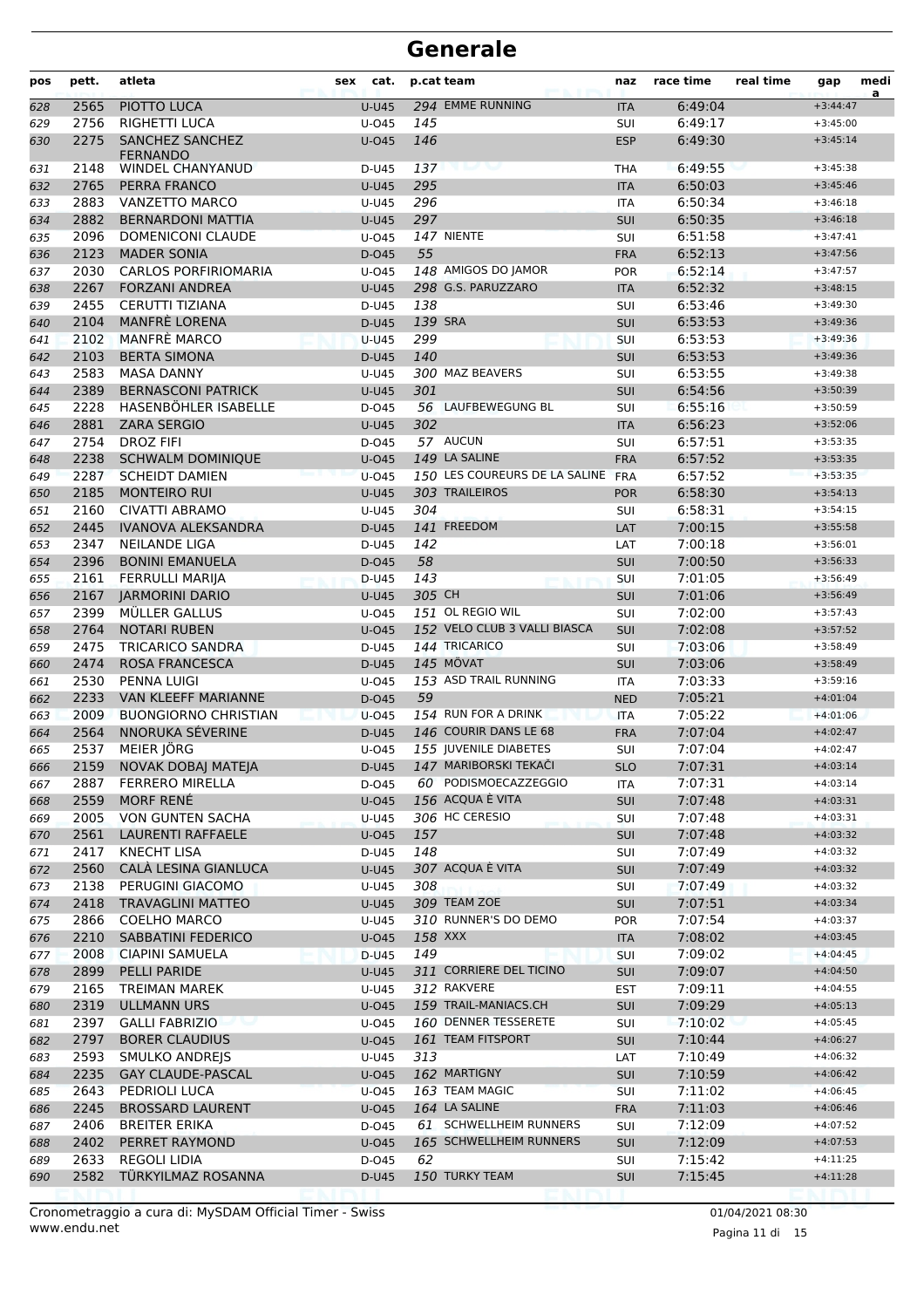# Generale

| pos | pett. | atleta | sex | cat. | p.cat | team | naz | race time | real time | gap | media |
|---|---|---|---|---|---|---|---|---|---|---|---|
| 628 | 2565 | PIOTTO LUCA | | U-U45 | 294 | EMME RUNNING | ITA | 6:49:04 | | +3:44:47 | |
| 629 | 2756 | RIGHETTI LUCA | | U-O45 | 145 | | SUI | 6:49:17 | | +3:45:00 | |
| 630 | 2275 | SANCHEZ SANCHEZ FERNANDO | | U-O45 | 146 | | ESP | 6:49:30 | | +3:45:14 | |
| 631 | 2148 | WINDEL CHANYANUD | | D-U45 | 137 | | THA | 6:49:55 | | +3:45:38 | |
| 632 | 2765 | PERRA FRANCO | | U-U45 | 295 | | ITA | 6:50:03 | | +3:45:46 | |
| 633 | 2883 | VANZETTO MARCO | | U-U45 | 296 | | ITA | 6:50:34 | | +3:46:18 | |
| 634 | 2882 | BERNARDONI MATTIA | | U-U45 | 297 | | SUI | 6:50:35 | | +3:46:18 | |
| 635 | 2096 | DOMENICONI CLAUDE | | U-O45 | 147 | NIENTE | SUI | 6:51:58 | | +3:47:41 | |
| 636 | 2123 | MADER SONIA | | D-O45 | 55 | | FRA | 6:52:13 | | +3:47:56 | |
| 637 | 2030 | CARLOS PORFIRIOMARIA | | U-O45 | 148 | AMIGOS DO JAMOR | POR | 6:52:14 | | +3:47:57 | |
| 638 | 2267 | FORZANI ANDREA | | U-U45 | 298 | G.S. PARUZZARO | ITA | 6:52:32 | | +3:48:15 | |
| 639 | 2455 | CERUTTI TIZIANA | | D-U45 | 138 | | SUI | 6:53:46 | | +3:49:30 | |
| 640 | 2104 | MANFRÈ LORENA | | D-U45 | 139 | SRA | SUI | 6:53:53 | | +3:49:36 | |
| 641 | 2102 | MANFRÈ MARCO | | U-U45 | 299 | | SUI | 6:53:53 | | +3:49:36 | |
| 642 | 2103 | BERTA SIMONA | | D-U45 | 140 | | SUI | 6:53:53 | | +3:49:36 | |
| 643 | 2583 | MASA DANNY | | U-U45 | 300 | MAZ BEAVERS | SUI | 6:53:55 | | +3:49:38 | |
| 644 | 2389 | BERNASCONI PATRICK | | U-U45 | 301 | | SUI | 6:54:56 | | +3:50:39 | |
| 645 | 2228 | HASENBÖHLER ISABELLE | | D-O45 | 56 | LAUFBEWEGUNG BL | SUI | 6:55:16 | | +3:50:59 | |
| 646 | 2881 | ZARA SERGIO | | U-U45 | 302 | | ITA | 6:56:23 | | +3:52:06 | |
| 647 | 2754 | DROZ FIFI | | D-O45 | 57 | AUCUN | SUI | 6:57:51 | | +3:53:35 | |
| 648 | 2238 | SCHWALM DOMINIQUE | | U-O45 | 149 | LA SALINE | FRA | 6:57:52 | | +3:53:35 | |
| 649 | 2287 | SCHEIDT DAMIEN | | U-O45 | 150 | LES COUREURS DE LA SALINE | FRA | 6:57:52 | | +3:53:35 | |
| 650 | 2185 | MONTEIRO RUI | | U-U45 | 303 | TRAILEIROS | POR | 6:58:30 | | +3:54:13 | |
| 651 | 2160 | CIVATTI ABRAMO | | U-U45 | 304 | | SUI | 6:58:31 | | +3:54:15 | |
| 652 | 2445 | IVANOVA ALEKSANDRA | | D-U45 | 141 | FREEDOM | LAT | 7:00:15 | | +3:55:58 | |
| 653 | 2347 | NEILANDE LIGA | | D-U45 | 142 | | LAT | 7:00:18 | | +3:56:01 | |
| 654 | 2396 | BONINI EMANUELA | | D-O45 | 58 | | SUI | 7:00:50 | | +3:56:33 | |
| 655 | 2161 | FERRULLI MARIJA | | D-U45 | 143 | | SUI | 7:01:05 | | +3:56:49 | |
| 656 | 2167 | JARMORINI DARIO | | U-U45 | 305 | CH | SUI | 7:01:06 | | +3:56:49 | |
| 657 | 2399 | MÜLLER GALLUS | | U-O45 | 151 | OL REGIO WIL | SUI | 7:02:00 | | +3:57:43 | |
| 658 | 2764 | NOTARI RUBEN | | U-O45 | 152 | VELO CLUB 3 VALLI BIASCA | SUI | 7:02:08 | | +3:57:52 | |
| 659 | 2475 | TRICARICO SANDRA | | D-U45 | 144 | TRICARICO | SUI | 7:03:06 | | +3:58:49 | |
| 660 | 2474 | ROSA FRANCESCA | | D-U45 | 145 | MÖVAT | SUI | 7:03:06 | | +3:58:49 | |
| 661 | 2530 | PENNA LUIGI | | U-O45 | 153 | ASD TRAIL RUNNING | ITA | 7:03:33 | | +3:59:16 | |
| 662 | 2233 | VAN KLEEFF MARIANNE | | D-O45 | 59 | | NED | 7:05:21 | | +4:01:04 | |
| 663 | 2009 | BUONGIORNO CHRISTIAN | | U-O45 | 154 | RUN FOR A DRINK | ITA | 7:05:22 | | +4:01:06 | |
| 664 | 2564 | NNORUKA SÉVERINE | | D-U45 | 146 | COURIR DANS LE 68 | FRA | 7:07:04 | | +4:02:47 | |
| 665 | 2537 | MEIER JÖRG | | U-O45 | 155 | JUVENILE DIABETES | SUI | 7:07:04 | | +4:02:47 | |
| 666 | 2159 | NOVAK DOBAJ MATEJA | | D-U45 | 147 | MARIBORSKI TEKAČI | SLO | 7:07:31 | | +4:03:14 | |
| 667 | 2887 | FERRERO MIRELLA | | D-O45 | 60 | PODISMOECAZZEGGIO | ITA | 7:07:31 | | +4:03:14 | |
| 668 | 2559 | MORF RENÉ | | U-O45 | 156 | ACQUA È VITA | SUI | 7:07:48 | | +4:03:31 | |
| 669 | 2005 | VON GUNTEN SACHA | | U-U45 | 306 | HC CERESIO | SUI | 7:07:48 | | +4:03:31 | |
| 670 | 2561 | LAURENTI RAFFAELE | | U-O45 | 157 | | SUI | 7:07:48 | | +4:03:32 | |
| 671 | 2417 | KNECHT LISA | | D-U45 | 148 | | SUI | 7:07:49 | | +4:03:32 | |
| 672 | 2560 | CALÀ LESINA GIANLUCA | | U-U45 | 307 | ACQUA È VITA | SUI | 7:07:49 | | +4:03:32 | |
| 673 | 2138 | PERUGINI GIACOMO | | U-U45 | 308 | | SUI | 7:07:49 | | +4:03:32 | |
| 674 | 2418 | TRAVAGLINI MATTEO | | U-U45 | 309 | TEAM ZOE | SUI | 7:07:51 | | +4:03:34 | |
| 675 | 2866 | COELHO MARCO | | U-U45 | 310 | RUNNER'S DO DEMO | POR | 7:07:54 | | +4:03:37 | |
| 676 | 2210 | SABBATINI FEDERICO | | U-O45 | 158 | XXX | ITA | 7:08:02 | | +4:03:45 | |
| 677 | 2008 | CIAPINI SAMUELA | | D-U45 | 149 | | SUI | 7:09:02 | | +4:04:45 | |
| 678 | 2899 | PELLI PARIDE | | U-U45 | 311 | CORRIERE DEL TICINO | SUI | 7:09:07 | | +4:04:50 | |
| 679 | 2165 | TREIMAN MAREK | | U-U45 | 312 | RAKVERE | EST | 7:09:11 | | +4:04:55 | |
| 680 | 2319 | ULLMANN URS | | U-O45 | 159 | TRAIL-MANIACS.CH | SUI | 7:09:29 | | +4:05:13 | |
| 681 | 2397 | GALLI FABRIZIO | | U-O45 | 160 | DENNER TESSERETE | SUI | 7:10:02 | | +4:05:45 | |
| 682 | 2797 | BORER CLAUDIUS | | U-O45 | 161 | TEAM FITSPORT | SUI | 7:10:44 | | +4:06:27 | |
| 683 | 2593 | SMULKO ANDREJS | | U-U45 | 313 | | LAT | 7:10:49 | | +4:06:32 | |
| 684 | 2235 | GAY CLAUDE-PASCAL | | U-O45 | 162 | MARTIGNY | SUI | 7:10:59 | | +4:06:42 | |
| 685 | 2643 | PEDRIOLI LUCA | | U-O45 | 163 | TEAM MAGIC | SUI | 7:11:02 | | +4:06:45 | |
| 686 | 2245 | BROSSARD LAURENT | | U-O45 | 164 | LA SALINE | FRA | 7:11:03 | | +4:06:46 | |
| 687 | 2406 | BREITER ERIKA | | D-O45 | 61 | SCHWELLHEIM RUNNERS | SUI | 7:12:09 | | +4:07:52 | |
| 688 | 2402 | PERRET RAYMOND | | U-O45 | 165 | SCHWELLHEIM RUNNERS | SUI | 7:12:09 | | +4:07:53 | |
| 689 | 2633 | REGOLI LIDIA | | D-O45 | 62 | | SUI | 7:15:42 | | +4:11:25 | |
| 690 | 2582 | TÜRKYILMAZ ROSANNA | | D-U45 | 150 | TURKY TEAM | SUI | 7:15:45 | | +4:11:28 | |

Cronometraggio a cura di: MySDAM Official Timer - Swiss
www.endu.net

01/04/2021 08:30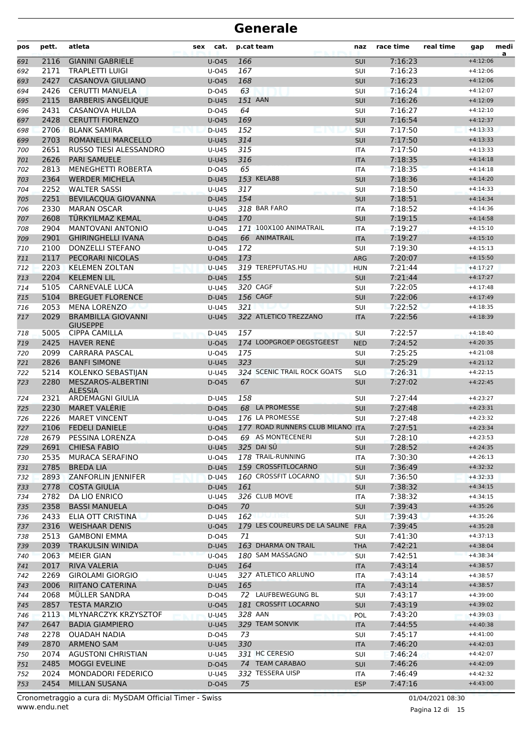# Generale

| pos | pett. | atleta | sex | cat. | p.cat | team | naz | race time | real time | gap | medi a |
|---|---|---|---|---|---|---|---|---|---|---|---|
| 691 | 2116 | GIANINI GABRIELE | | U-O45 | 166 | | SUI | 7:16:23 | | +4:12:06 | |
| 692 | 2171 | TRAPLETTI LUIGI | | U-O45 | 167 | | SUI | 7:16:23 | | +4:12:06 | |
| 693 | 2427 | CASANOVA GIULIANO | | U-O45 | 168 | | SUI | 7:16:23 | | +4:12:06 | |
| 694 | 2426 | CERUTTI MANUELA | | D-O45 | 63 | | SUI | 7:16:24 | | +4:12:07 | |
| 695 | 2115 | BARBERIS ANGÉLIQUE | | D-U45 | 151 | AAN | SUI | 7:16:26 | | +4:12:09 | |
| 696 | 2431 | CASANOVA HULDA | | D-O45 | 64 | | SUI | 7:16:27 | | +4:12:10 | |
| 697 | 2428 | CERUTTI FIORENZO | | U-O45 | 169 | | SUI | 7:16:54 | | +4:12:37 | |
| 698 | 2706 | BLANK SAMIRA | | D-U45 | 152 | | SUI | 7:17:50 | | +4:13:33 | |
| 699 | 2703 | ROMANELLI MARCELLO | | U-U45 | 314 | | SUI | 7:17:50 | | +4:13:33 | |
| 700 | 2651 | RUSSO TIESI ALESSANDRO | | U-U45 | 315 | | ITA | 7:17:50 | | +4:13:33 | |
| 701 | 2626 | PARI SAMUELE | | U-U45 | 316 | | ITA | 7:18:35 | | +4:14:18 | |
| 702 | 2813 | MENEGHETTI ROBERTA | | D-O45 | 65 | | ITA | 7:18:35 | | +4:14:18 | |
| 703 | 2364 | WERDER MICHELA | | D-U45 | 153 | KELA88 | SUI | 7:18:36 | | +4:14:20 | |
| 704 | 2252 | WALTER SASSI | | U-U45 | 317 | | SUI | 7:18:50 | | +4:14:33 | |
| 705 | 2251 | BEVILACQUA GIOVANNA | | D-U45 | 154 | | SUI | 7:18:51 | | +4:14:34 | |
| 706 | 2330 | MARAN OSCAR | | U-U45 | 318 | BAR FARO | ITA | 7:18:52 | | +4:14:36 | |
| 707 | 2608 | TÜRKYILMAZ KEMAL | | U-O45 | 170 | | SUI | 7:19:15 | | +4:14:58 | |
| 708 | 2904 | MANTOVANI ANTONIO | | U-O45 | 171 | 100X100 ANIMATRAIL | ITA | 7:19:27 | | +4:15:10 | |
| 709 | 2901 | GHIRINGHELLI IVANA | | D-O45 | 66 | ANIMATRAIL | ITA | 7:19:27 | | +4:15:10 | |
| 710 | 2100 | DONZELLI STEFANO | | U-O45 | 172 | | SUI | 7:19:30 | | +4:15:13 | |
| 711 | 2117 | PECORARI NICOLAS | | U-O45 | 173 | | ARG | 7:20:07 | | +4:15:50 | |
| 712 | 2203 | KELEMEN ZOLTAN | | U-U45 | 319 | TEREPFUTAS.HU | HUN | 7:21:44 | | +4:17:27 | |
| 713 | 2204 | KELEMEN LIL | | D-U45 | 155 | | SUI | 7:21:44 | | +4:17:27 | |
| 714 | 5105 | CARNEVALE LUCA | | U-U45 | 320 | CAGF | SUI | 7:22:05 | | +4:17:48 | |
| 715 | 5104 | BREGUET FLORENCE | | D-U45 | 156 | CAGF | SUI | 7:22:06 | | +4:17:49 | |
| 716 | 2053 | MENA LORENZO | | U-U45 | 321 | | SUI | 7:22:52 | | +4:18:35 | |
| 717 | 2029 | BRAMBILLA GIOVANNI GIUSEPPE | | U-U45 | 322 | ATLETICO TREZZANO | ITA | 7:22:56 | | +4:18:39 | |
| 718 | 5005 | CIPPA CAMILLA | | D-U45 | 157 | | SUI | 7:22:57 | | +4:18:40 | |
| 719 | 2425 | HAVER RENÉ | | U-O45 | 174 | LOOPGROEP OEGSTGEEST | NED | 7:24:52 | | +4:20:35 | |
| 720 | 2099 | CARRARA PASCAL | | U-O45 | 175 | | SUI | 7:25:25 | | +4:21:08 | |
| 721 | 2826 | BANFI SIMONE | | U-U45 | 323 | | SUI | 7:25:29 | | +4:21:12 | |
| 722 | 5214 | KOLENKO SEBASTIJAN | | U-U45 | 324 | SCENIC TRAIL ROCK GOATS | SLO | 7:26:31 | | +4:22:15 | |
| 723 | 2280 | MESZAROS-ALBERTINI ALESSIA | | D-O45 | 67 | | SUI | 7:27:02 | | +4:22:45 | |
| 724 | 2321 | ARDEMAGNI GIULIA | | D-U45 | 158 | | SUI | 7:27:44 | | +4:23:27 | |
| 725 | 2230 | MARET VALÉRIE | | D-O45 | 68 | LA PROMESSE | SUI | 7:27:48 | | +4:23:31 | |
| 726 | 2226 | MARET VINCENT | | U-O45 | 176 | LA PROMESSE | SUI | 7:27:48 | | +4:23:32 | |
| 727 | 2106 | FEDELI DANIELE | | U-O45 | 177 | ROAD RUNNERS CLUB MILANO | ITA | 7:27:51 | | +4:23:34 | |
| 728 | 2679 | PESSINA LORENZA | | D-O45 | 69 | AS MONTECENERI | SUI | 7:28:10 | | +4:23:53 | |
| 729 | 2691 | CHIESA FABIO | | U-U45 | 325 | DAI SÜ | SUI | 7:28:52 | | +4:24:35 | |
| 730 | 2535 | MURACA SERAFINO | | U-O45 | 178 | TRAIL-RUNNING | ITA | 7:30:30 | | +4:26:13 | |
| 731 | 2785 | BREDA LIA | | D-U45 | 159 | CROSSFITLOCARNO | SUI | 7:36:49 | | +4:32:32 | |
| 732 | 2893 | ZANFORLIN JENNIFER | | D-U45 | 160 | CROSSFIT LOCARNO | SUI | 7:36:50 | | +4:32:33 | |
| 733 | 2778 | COSTA GIULIA | | D-U45 | 161 | | SUI | 7:38:32 | | +4:34:15 | |
| 734 | 2782 | DA LIO ENRICO | | U-U45 | 326 | CLUB MOVE | ITA | 7:38:32 | | +4:34:15 | |
| 735 | 2358 | BASSI MANUELA | | D-O45 | 70 | | SUI | 7:39:43 | | +4:35:26 | |
| 736 | 2433 | ELIA OTT CRISTINA | | D-U45 | 162 | | SUI | 7:39:43 | | +4:35:26 | |
| 737 | 2316 | WEISHAAR DENIS | | U-O45 | 179 | LES COUREURS DE LA SALINE | FRA | 7:39:45 | | +4:35:28 | |
| 738 | 2513 | GAMBONI EMMA | | D-O45 | 71 | | SUI | 7:41:30 | | +4:37:13 | |
| 739 | 2039 | TRAKULSIN WINIDA | | D-U45 | 163 | DHARMA ON TRAIL | THA | 7:42:21 | | +4:38:04 | |
| 740 | 2063 | MEIER GIAN | | U-O45 | 180 | SAM MASSAGNO | SUI | 7:42:51 | | +4:38:34 | |
| 741 | 2017 | RIVA VALERIA | | D-U45 | 164 | | ITA | 7:43:14 | | +4:38:57 | |
| 742 | 2269 | GIROLAMI GIORGIO | | U-U45 | 327 | ATLETICO ARLUNO | ITA | 7:43:14 | | +4:38:57 | |
| 743 | 2006 | RIITANO CATERINA | | D-U45 | 165 | | ITA | 7:43:14 | | +4:38:57 | |
| 744 | 2068 | MÜLLER SANDRA | | D-O45 | 72 | LAUFBEWEGUNG BL | SUI | 7:43:17 | | +4:39:00 | |
| 745 | 2857 | TESTA MARZIO | | U-O45 | 181 | CROSSFIT LOCARNO | SUI | 7:43:19 | | +4:39:02 | |
| 746 | 2113 | MLYNARCZYK KRZYSZTOF | | U-U45 | 328 | AAN | POL | 7:43:20 | | +4:39:03 | |
| 747 | 2647 | BADIA GIAMPIERO | | U-U45 | 329 | TEAM SONVIK | ITA | 7:44:55 | | +4:40:38 | |
| 748 | 2278 | OUADAH NADIA | | D-O45 | 73 | | SUI | 7:45:17 | | +4:41:00 | |
| 749 | 2870 | ARMENO SAM | | U-U45 | 330 | | ITA | 7:46:20 | | +4:42:03 | |
| 750 | 2074 | AGUSTONI CHRISTIAN | | U-U45 | 331 | HC CERESIO | SUI | 7:46:24 | | +4:42:07 | |
| 751 | 2485 | MOGGI EVELINE | | D-O45 | 74 | TEAM CARABAO | SUI | 7:46:26 | | +4:42:09 | |
| 752 | 2024 | MONDADORI FEDERICO | | U-U45 | 332 | TESSERA UISP | ITA | 7:46:49 | | +4:42:32 | |
| 753 | 2454 | MILLAN SUSANA | | D-O45 | 75 | | ESP | 7:47:16 | | +4:43:00 | |

Cronometraggio a cura di: MySDAM Official Timer - Swiss
www.endu.net

01/04/2021 08:30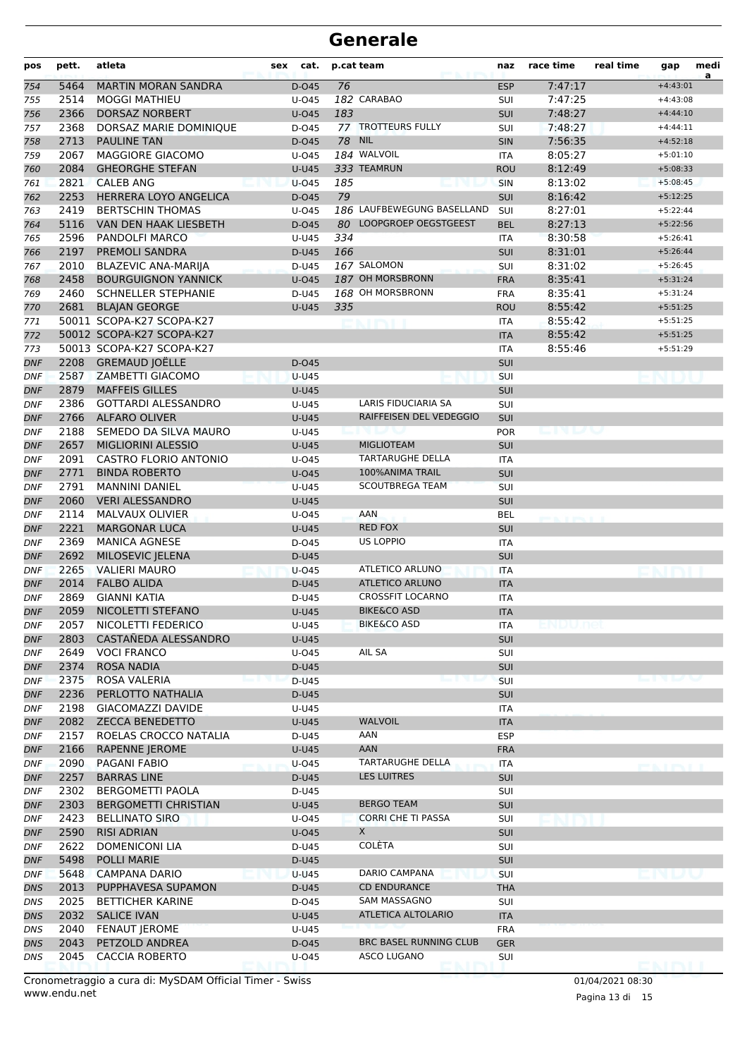# Generale

| pos | pett. | atleta | sex | cat. | p.cat | team | naz | race time | real time | gap | medi a |
|---|---|---|---|---|---|---|---|---|---|---|---|
| 754 | 5464 | MARTIN MORAN SANDRA | | D-O45 | 76 | | ESP | 7:47:17 | | +4:43:01 | |
| 755 | 2514 | MOGGI MATHIEU | | U-O45 | 182 | CARABAO | SUI | 7:47:25 | | +4:43:08 | |
| 756 | 2366 | DORSAZ NORBERT | | U-O45 | 183 | | SUI | 7:48:27 | | +4:44:10 | |
| 757 | 2368 | DORSAZ MARIE DOMINIQUE | | D-O45 | 77 | TROTTEURS FULLY | SUI | 7:48:27 | | +4:44:11 | |
| 758 | 2713 | PAULINE TAN | | D-O45 | 78 | NIL | SIN | 7:56:35 | | +4:52:18 | |
| 759 | 2067 | MAGGIORE GIACOMO | | U-O45 | 184 | WALVOIL | ITA | 8:05:27 | | +5:01:10 | |
| 760 | 2084 | GHEORGHE STEFAN | | U-U45 | 333 | TEAMRUN | ROU | 8:12:49 | | +5:08:33 | |
| 761 | 2821 | CALEB ANG | | U-O45 | 185 | | SIN | 8:13:02 | | +5:08:45 | |
| 762 | 2253 | HERRERA LOYO ANGELICA | | D-O45 | 79 | | SUI | 8:16:42 | | +5:12:25 | |
| 763 | 2419 | BERTSCHIN THOMAS | | U-O45 | 186 | LAUFBEWEGUNG BASELLAND | SUI | 8:27:01 | | +5:22:44 | |
| 764 | 5116 | VAN DEN HAAK LIESBETH | | D-O45 | 80 | LOOPGROEP OEGSTGEEST | BEL | 8:27:13 | | +5:22:56 | |
| 765 | 2596 | PANDOLFI MARCO | | U-U45 | 334 | | ITA | 8:30:58 | | +5:26:41 | |
| 766 | 2197 | PREMOLI SANDRA | | D-U45 | 166 | | SUI | 8:31:01 | | +5:26:44 | |
| 767 | 2010 | BLAZEVIC ANA-MARIJA | | D-U45 | 167 | SALOMON | SUI | 8:31:02 | | +5:26:45 | |
| 768 | 2458 | BOURGUIGNON YANNICK | | U-O45 | 187 | OH MORSBRONN | FRA | 8:35:41 | | +5:31:24 | |
| 769 | 2460 | SCHNELLER STEPHANIE | | D-U45 | 168 | OH MORSBRONN | FRA | 8:35:41 | | +5:31:24 | |
| 770 | 2681 | BLAJAN GEORGE | | U-U45 | 335 | | ROU | 8:55:42 | | +5:51:25 | |
| 771 | 50011 | SCOPA-K27 SCOPA-K27 | | | | | ITA | 8:55:42 | | +5:51:25 | |
| 772 | 50012 | SCOPA-K27 SCOPA-K27 | | | | | ITA | 8:55:42 | | +5:51:25 | |
| 773 | 50013 | SCOPA-K27 SCOPA-K27 | | | | | ITA | 8:55:46 | | +5:51:29 | |
| DNF | 2208 | GREMAUD JOËLLE | | D-O45 | | | SUI | | | | |
| DNF | 2587 | ZAMBETTI GIACOMO | | U-U45 | | | SUI | | | | |
| DNF | 2879 | MAFFEIS GILLES | | U-U45 | | | SUI | | | | |
| DNF | 2386 | GOTTARDI ALESSANDRO | | U-U45 | | LARIS FIDUCIARIA SA | SUI | | | | |
| DNF | 2766 | ALFARO OLIVER | | U-U45 | | RAIFFEISEN DEL VEDEGGIO | SUI | | | | |
| DNF | 2188 | SEMEDO DA SILVA MAURO | | U-U45 | | | POR | | | | |
| DNF | 2657 | MIGLIORINI ALESSIO | | U-U45 | | MIGLIOTEAM | SUI | | | | |
| DNF | 2091 | CASTRO FLORIO ANTONIO | | U-O45 | | TARTARUGHE DELLA | ITA | | | | |
| DNF | 2771 | BINDA ROBERTO | | U-O45 | | 100%ANIMA TRAIL | SUI | | | | |
| DNF | 2791 | MANNINI DANIEL | | U-U45 | | SCOUTBREGA TEAM | SUI | | | | |
| DNF | 2060 | VERI ALESSANDRO | | U-U45 | | | SUI | | | | |
| DNF | 2114 | MALVAUX OLIVIER | | U-O45 | | AAN | BEL | | | | |
| DNF | 2221 | MARGONAR LUCA | | U-U45 | | RED FOX | SUI | | | | |
| DNF | 2369 | MANICA AGNESE | | D-O45 | | US LOPPIO | ITA | | | | |
| DNF | 2692 | MILOSEVIC JELENA | | D-U45 | | | SUI | | | | |
| DNF | 2265 | VALIERI MAURO | | U-O45 | | ATLETICO ARLUNO | ITA | | | | |
| DNF | 2014 | FALBO ALIDA | | D-U45 | | ATLETICO ARLUNO | ITA | | | | |
| DNF | 2869 | GIANNI KATIA | | D-U45 | | CROSSFIT LOCARNO | ITA | | | | |
| DNF | 2059 | NICOLETTI STEFANO | | U-U45 | | BIKE&CO ASD | ITA | | | | |
| DNF | 2057 | NICOLETTI FEDERICO | | U-U45 | | BIKE&CO ASD | ITA | | | | |
| DNF | 2803 | CASTAÑEDA ALESSANDRO | | U-U45 | | | SUI | | | | |
| DNF | 2649 | VOCI FRANCO | | U-O45 | | AIL SA | SUI | | | | |
| DNF | 2374 | ROSA NADIA | | D-U45 | | | SUI | | | | |
| DNF | 2375 | ROSA VALERIA | | D-U45 | | | SUI | | | | |
| DNF | 2236 | PERLOTTO NATHALIA | | D-U45 | | | SUI | | | | |
| DNF | 2198 | GIACOMAZZI DAVIDE | | U-U45 | | | ITA | | | | |
| DNF | 2082 | ZECCA BENEDETTO | | U-U45 | | WALVOIL | ITA | | | | |
| DNF | 2157 | ROELAS CROCCO NATALIA | | D-U45 | | AAN | ESP | | | | |
| DNF | 2166 | RAPENNE JEROME | | U-U45 | | AAN | FRA | | | | |
| DNF | 2090 | PAGANI FABIO | | U-O45 | | TARTARUGHE DELLA | ITA | | | | |
| DNF | 2257 | BARRAS LINE | | D-U45 | | LES LUITRES | SUI | | | | |
| DNF | 2302 | BERGOMETTI PAOLA | | D-U45 | | | SUI | | | | |
| DNF | 2303 | BERGOMETTI CHRISTIAN | | U-U45 | | BERGO TEAM | SUI | | | | |
| DNF | 2423 | BELLINATO SIRO | | U-O45 | | CORRI CHE TI PASSA | SUI | | | | |
| DNF | 2590 | RISI ADRIAN | | U-O45 | | X | SUI | | | | |
| DNF | 2622 | DOMENICONI LIA | | D-U45 | | COLÈTA | SUI | | | | |
| DNF | 5498 | POLLI MARIE | | D-U45 | | | SUI | | | | |
| DNF | 5648 | CAMPANA DARIO | | U-U45 | | DARIO CAMPANA | SUI | | | | |
| DNS | 2013 | PUPPHAVESA SUPAMON | | D-U45 | | CD ENDURANCE | THA | | | | |
| DNS | 2025 | BETTICHER KARINE | | D-O45 | | SAM MASSAGNO | SUI | | | | |
| DNS | 2032 | SALICE IVAN | | U-U45 | | ATLETICA ALTOLARIO | ITA | | | | |
| DNS | 2040 | FENAUT JEROME | | U-U45 | | | FRA | | | | |
| DNS | 2043 | PETZOLD ANDREA | | D-O45 | | BRC BASEL RUNNING CLUB | GER | | | | |
| DNS | 2045 | CACCIA ROBERTO | | U-O45 | | ASCO LUGANO | SUI | | | | |

Cronometraggio a cura di: MySDAM Official Timer - Swiss
www.endu.net

01/04/2021 08:30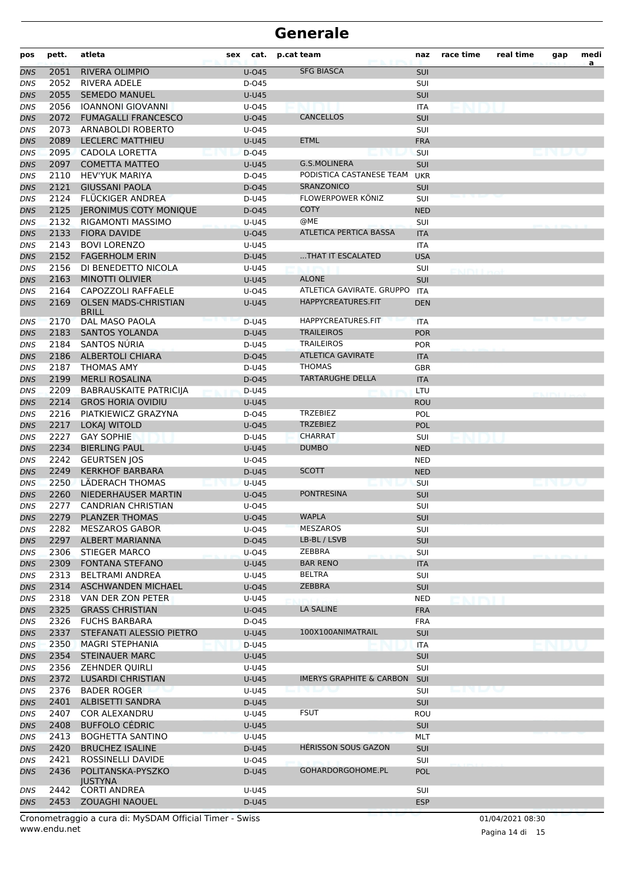# Generale

| pos | pett. | atleta | sex | cat. | p.cat | team | naz | race time | real time | gap | medi a |
|---|---|---|---|---|---|---|---|---|---|---|---|
| DNS | 2051 | RIVERA OLIMPIO | | U-O45 | | SFG BIASCA | SUI | | | | |
| DNS | 2052 | RIVERA ADELE | | D-O45 | | | SUI | | | | |
| DNS | 2055 | SEMEDO MANUEL | | U-U45 | | | SUI | | | | |
| DNS | 2056 | IOANNONI GIOVANNI | | U-O45 | | | ITA | | | | |
| DNS | 2072 | FUMAGALLI FRANCESCO | | U-O45 | | CANCELLOS | SUI | | | | |
| DNS | 2073 | ARNABOLDI ROBERTO | | U-O45 | | | SUI | | | | |
| DNS | 2089 | LECLERC MATTHIEU | | U-U45 | | ETML | FRA | | | | |
| DNS | 2095 | CADOLA LORETTA | | D-O45 | | | SUI | | | | |
| DNS | 2097 | COMETTA MATTEO | | U-U45 | | G.S.MOLINERA | SUI | | | | |
| DNS | 2110 | HEV'YUK MARIYA | | D-O45 | | PODISTICA CASTANESE TEAM | UKR | | | | |
| DNS | 2121 | GIUSSANI PAOLA | | D-O45 | | SRANZONICO | SUI | | | | |
| DNS | 2124 | FLÜCKIGER ANDREA | | D-U45 | | FLOWERPOWER KÖNIZ | SUI | | | | |
| DNS | 2125 | JERONIMUS COTY MONIQUE | | D-O45 | | COTY | NED | | | | |
| DNS | 2132 | RIGAMONTI MASSIMO | | U-U45 | | @ME | SUI | | | | |
| DNS | 2133 | FIORA DAVIDE | | U-O45 | | ATLETICA PERTICA BASSA | ITA | | | | |
| DNS | 2143 | BOVI LORENZO | | U-U45 | | | ITA | | | | |
| DNS | 2152 | FAGERHOLM ERIN | | D-U45 | | ...THAT IT ESCALATED | USA | | | | |
| DNS | 2156 | DI BENEDETTO NICOLA | | U-U45 | | | SUI | | | | |
| DNS | 2163 | MINOTTI OLIVIER | | U-U45 | | ALONE | SUI | | | | |
| DNS | 2164 | CAPOZZOLI RAFFAELE | | U-O45 | | ATLETICA GAVIRATE. GRUPPO | ITA | | | | |
| DNS | 2169 | OLSEN MADS-CHRISTIAN BRILL | | U-U45 | | HAPPYCREATURES.FIT | DEN | | | | |
| DNS | 2170 | DAL MASO PAOLA | | D-U45 | | HAPPYCREATURES.FIT | ITA | | | | |
| DNS | 2183 | SANTOS YOLANDA | | D-U45 | | TRAILEIROS | POR | | | | |
| DNS | 2184 | SANTOS NÚRIA | | D-U45 | | TRAILEIROS | POR | | | | |
| DNS | 2186 | ALBERTOLI CHIARA | | D-O45 | | ATLETICA GAVIRATE | ITA | | | | |
| DNS | 2187 | THOMAS AMY | | D-U45 | | THOMAS | GBR | | | | |
| DNS | 2199 | MERLI ROSALINA | | D-O45 | | TARTARUGHE DELLA | ITA | | | | |
| DNS | 2209 | BABRAUSKAITE PATRICIJA | | D-U45 | | | LTU | | | | |
| DNS | 2214 | GROS HORIA OVIDIU | | U-U45 | | | ROU | | | | |
| DNS | 2216 | PIATKIEWICZ GRAZYNA | | D-O45 | | TRZEBIEZ | POL | | | | |
| DNS | 2217 | LOKAJ WITOLD | | U-O45 | | TRZEBIEZ | POL | | | | |
| DNS | 2227 | GAY SOPHIE | | D-U45 | | CHARRAT | SUI | | | | |
| DNS | 2234 | BIERLING PAUL | | U-U45 | | DUMBO | NED | | | | |
| DNS | 2242 | GEURTSEN JOS | | U-O45 | | | NED | | | | |
| DNS | 2249 | KERKHOF BARBARA | | D-U45 | | SCOTT | NED | | | | |
| DNS | 2250 | LÄDERACH THOMAS | | U-U45 | | | SUI | | | | |
| DNS | 2260 | NIEDERHAUSER MARTIN | | U-O45 | | PONTRESINA | SUI | | | | |
| DNS | 2277 | CANDRIAN CHRISTIAN | | U-O45 | | | SUI | | | | |
| DNS | 2279 | PLANZER THOMAS | | U-O45 | | WAPLA | SUI | | | | |
| DNS | 2282 | MESZAROS GABOR | | U-O45 | | MESZAROS | SUI | | | | |
| DNS | 2297 | ALBERT MARIANNA | | D-O45 | | LB-BL / LSVB | SUI | | | | |
| DNS | 2306 | STIEGER MARCO | | U-O45 | | ZEBBRA | SUI | | | | |
| DNS | 2309 | FONTANA STEFANO | | U-U45 | | BAR RENO | ITA | | | | |
| DNS | 2313 | BELTRAMI ANDREA | | U-U45 | | BELTRA | SUI | | | | |
| DNS | 2314 | ASCHWANDEN MICHAEL | | U-O45 | | ZEBBRA | SUI | | | | |
| DNS | 2318 | VAN DER ZON PETER | | U-U45 | | | NED | | | | |
| DNS | 2325 | GRASS CHRISTIAN | | U-O45 | | LA SALINE | FRA | | | | |
| DNS | 2326 | FUCHS BARBARA | | D-O45 | | | FRA | | | | |
| DNS | 2337 | STEFANATI ALESSIO PIETRO | | U-U45 | | 100X100ANIMATRAIL | SUI | | | | |
| DNS | 2350 | MAGRI STEPHANIA | | D-U45 | | | ITA | | | | |
| DNS | 2354 | STEINAUER MARC | | U-U45 | | | SUI | | | | |
| DNS | 2356 | ZEHNDER QUIRLI | | U-U45 | | | SUI | | | | |
| DNS | 2372 | LUSARDI CHRISTIAN | | U-U45 | | IMERYS GRAPHITE & CARBON | SUI | | | | |
| DNS | 2376 | BADER ROGER | | U-U45 | | | SUI | | | | |
| DNS | 2401 | ALBISETTI SANDRA | | D-U45 | | | SUI | | | | |
| DNS | 2407 | COR ALEXANDRU | | U-U45 | | FSUT | ROU | | | | |
| DNS | 2408 | BUFFOLO CÉDRIC | | U-U45 | | | SUI | | | | |
| DNS | 2413 | BOGHETTA SANTINO | | U-U45 | | | MLT | | | | |
| DNS | 2420 | BRUCHEZ ISALINE | | D-U45 | | HÉRISSON SOUS GAZON | SUI | | | | |
| DNS | 2421 | ROSSINELLI DAVIDE | | U-O45 | | | SUI | | | | |
| DNS | 2436 | POLITANSKA-PYSZKO JUSTYNA | | D-U45 | | GOHARDORGOHOME.PL | POL | | | | |
| DNS | 2442 | CORTI ANDREA | | U-U45 | | | SUI | | | | |
| DNS | 2453 | ZOUAGHI NAOUEL | | D-U45 | | | ESP | | | | |

Cronometraggio a cura di: MySDAM Official Timer - Swiss
www.endu.net

01/04/2021 08:30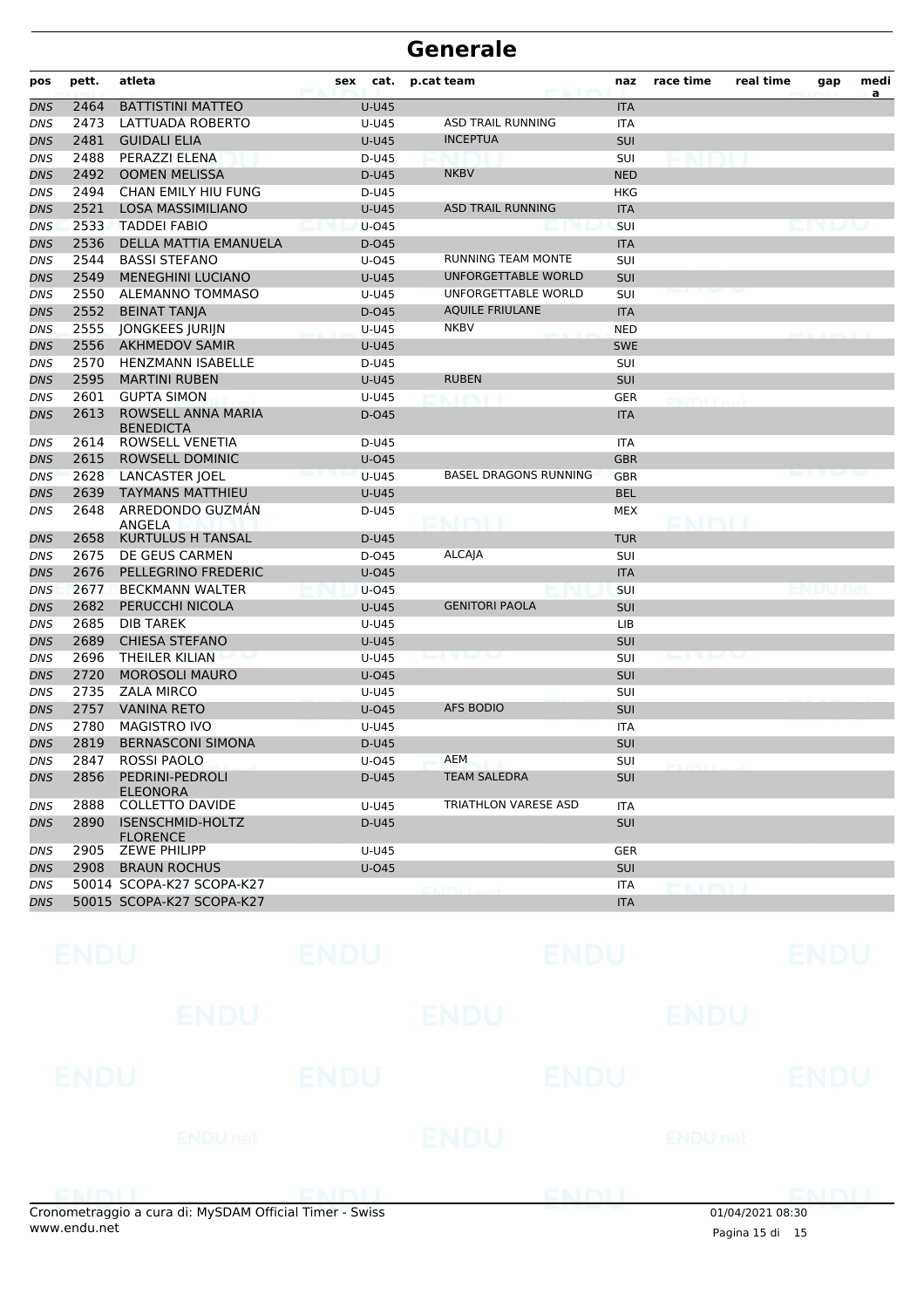# Generale

| pos | pett. | atleta | sex | cat. | p.cat | team | naz | race time | real time | gap | media |
|---|---|---|---|---|---|---|---|---|---|---|---|
| DNS | 2464 | BATTISTINI MATTEO | | U-U45 | | | ITA | | | | |
| DNS | 2473 | LATTUADA ROBERTO | | U-U45 | | ASD TRAIL RUNNING | ITA | | | | |
| DNS | 2481 | GUIDALI ELIA | | U-U45 | | INCEPTUA | SUI | | | | |
| DNS | 2488 | PERAZZI ELENA | | D-U45 | | | SUI | | | | |
| DNS | 2492 | OOMEN MELISSA | | D-U45 | | NKBV | NED | | | | |
| DNS | 2494 | CHAN EMILY HIU FUNG | | D-U45 | | | HKG | | | | |
| DNS | 2521 | LOSA MASSIMILIANO | | U-U45 | | ASD TRAIL RUNNING | ITA | | | | |
| DNS | 2533 | TADDEI FABIO | | U-O45 | | | SUI | | | | |
| DNS | 2536 | DELLA MATTIA EMANUELA | | D-O45 | | | ITA | | | | |
| DNS | 2544 | BASSI STEFANO | | U-O45 | | RUNNING TEAM MONTE | SUI | | | | |
| DNS | 2549 | MENEGHINI LUCIANO | | U-U45 | | UNFORGETTABLE WORLD | SUI | | | | |
| DNS | 2550 | ALEMANNO TOMMASO | | U-U45 | | UNFORGETTABLE WORLD | SUI | | | | |
| DNS | 2552 | BEINAT TANJA | | D-O45 | | AQUILE FRIULANE | ITA | | | | |
| DNS | 2555 | JONGKEES JURIJN | | U-U45 | | NKBV | NED | | | | |
| DNS | 2556 | AKHMEDOV SAMIR | | U-U45 | | | SWE | | | | |
| DNS | 2570 | HENZMANN ISABELLE | | D-U45 | | | SUI | | | | |
| DNS | 2595 | MARTINI RUBEN | | U-U45 | | RUBEN | SUI | | | | |
| DNS | 2601 | GUPTA SIMON | | U-U45 | | | GER | | | | |
| DNS | 2613 | ROWSELL ANNA MARIA BENEDICTA | | D-O45 | | | ITA | | | | |
| DNS | 2614 | ROWSELL VENETIA | | D-U45 | | | ITA | | | | |
| DNS | 2615 | ROWSELL DOMINIC | | U-O45 | | | GBR | | | | |
| DNS | 2628 | LANCASTER JOEL | | U-U45 | | BASEL DRAGONS RUNNING | GBR | | | | |
| DNS | 2639 | TAYMANS MATTHIEU | | U-U45 | | | BEL | | | | |
| DNS | 2648 | ARREDONDO GUZMÁN ANGELA | | D-U45 | | | MEX | | | | |
| DNS | 2658 | KURTULUS H TANSAL | | D-U45 | | | TUR | | | | |
| DNS | 2675 | DE GEUS CARMEN | | D-O45 | | ALCAJA | SUI | | | | |
| DNS | 2676 | PELLEGRINO FREDERIC | | U-O45 | | | ITA | | | | |
| DNS | 2677 | BECKMANN WALTER | | U-O45 | | | SUI | | | | |
| DNS | 2682 | PERUCCHI NICOLA | | U-U45 | | GENITORI PAOLA | SUI | | | | |
| DNS | 2685 | DIB TAREK | | U-U45 | | | LIB | | | | |
| DNS | 2689 | CHIESA STEFANO | | U-U45 | | | SUI | | | | |
| DNS | 2696 | THEILER KILIAN | | U-U45 | | | SUI | | | | |
| DNS | 2720 | MOROSOLI MAURO | | U-O45 | | | SUI | | | | |
| DNS | 2735 | ZALA MIRCO | | U-U45 | | | SUI | | | | |
| DNS | 2757 | VANINA RETO | | U-O45 | | AFS BODIO | SUI | | | | |
| DNS | 2780 | MAGISTRO IVO | | U-U45 | | | ITA | | | | |
| DNS | 2819 | BERNASCONI SIMONA | | D-U45 | | | SUI | | | | |
| DNS | 2847 | ROSSI PAOLO | | U-O45 | | AEM | SUI | | | | |
| DNS | 2856 | PEDRINI-PEDROLI ELEONORA | | D-U45 | | TEAM SALEDRA | SUI | | | | |
| DNS | 2888 | COLLETTO DAVIDE | | U-U45 | | TRIATHLON VARESE ASD | ITA | | | | |
| DNS | 2890 | ISENSCHMID-HOLTZ FLORENCE | | D-U45 | | | SUI | | | | |
| DNS | 2905 | ZEWE PHILIPP | | U-U45 | | | GER | | | | |
| DNS | 2908 | BRAUN ROCHUS | | U-O45 | | | SUI | | | | |
| DNS | 50014 | SCOPA-K27 SCOPA-K27 | | | | | ITA | | | | |
| DNS | 50015 | SCOPA-K27 SCOPA-K27 | | | | | ITA | | | | |

Cronometraggio a cura di: MySDAM Official Timer - Swiss
www.endu.net

01/04/2021 08:30